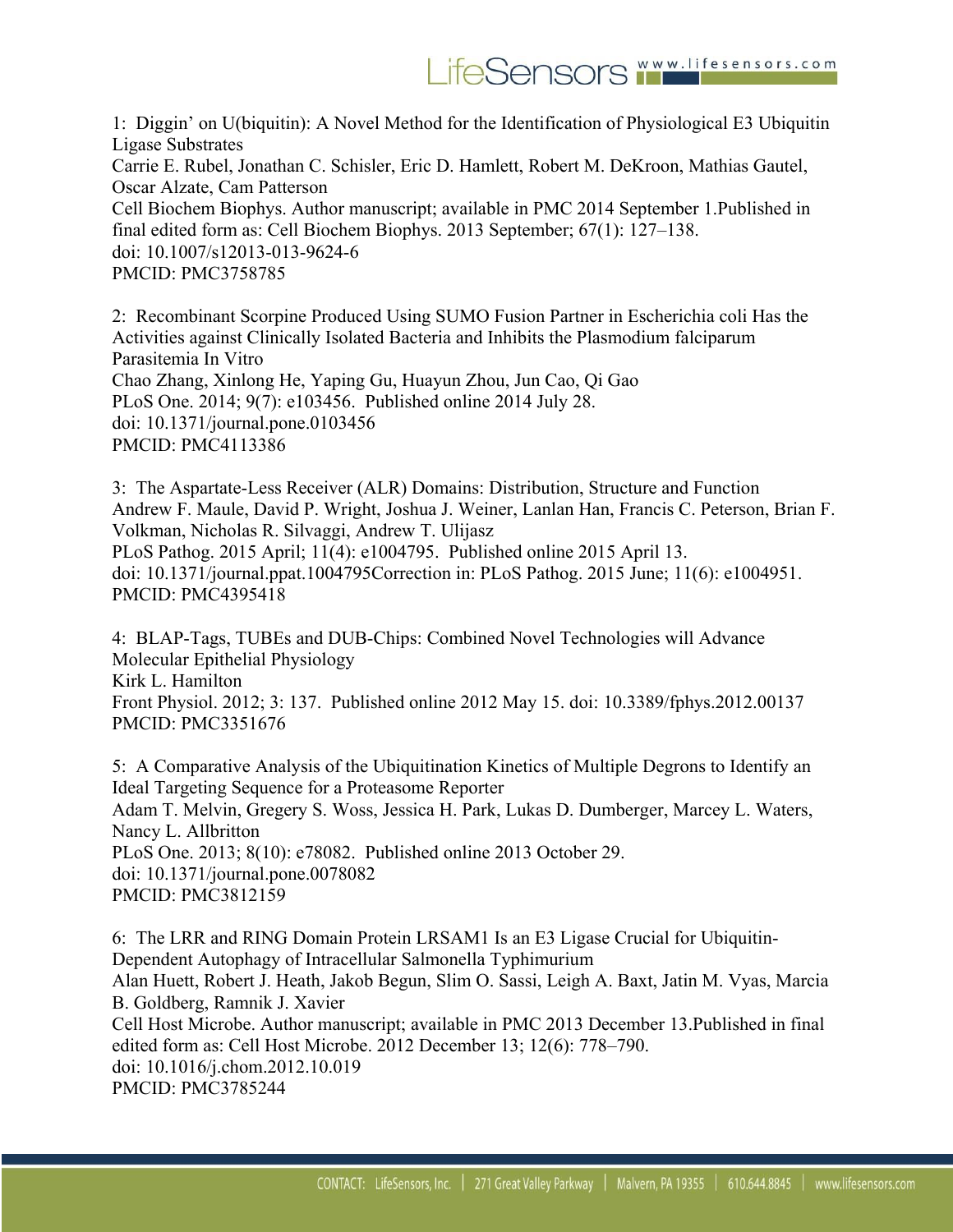1: Diggin' on U(biquitin): A Novel Method for the Identification of Physiological E3 Ubiquitin Ligase Substrates
Carrie E. Rubel, Jonathan C. Schisler, Eric D. Hamlett, Robert M. DeKroon, Mathias Gautel, Oscar Alzate, Cam Patterson
Cell Biochem Biophys. Author manuscript; available in PMC 2014 September 1.Published in final edited form as: Cell Biochem Biophys. 2013 September; 67(1): 127–138.
doi: 10.1007/s12013-013-9624-6
PMCID: PMC3758785

2: Recombinant Scorpine Produced Using SUMO Fusion Partner in Escherichia coli Has the Activities against Clinically Isolated Bacteria and Inhibits the Plasmodium falciparum Parasitemia In Vitro
Chao Zhang, Xinlong He, Yaping Gu, Huayun Zhou, Jun Cao, Qi Gao
PLoS One. 2014; 9(7): e103456. Published online 2014 July 28.
doi: 10.1371/journal.pone.0103456
PMCID: PMC4113386

3: The Aspartate-Less Receiver (ALR) Domains: Distribution, Structure and Function
Andrew F. Maule, David P. Wright, Joshua J. Weiner, Lanlan Han, Francis C. Peterson, Brian F. Volkman, Nicholas R. Silvaggi, Andrew T. Ulijasz
PLoS Pathog. 2015 April; 11(4): e1004795. Published online 2015 April 13.
doi: 10.1371/journal.ppat.1004795Correction in: PLoS Pathog. 2015 June; 11(6): e1004951.
PMCID: PMC4395418

4: BLAP-Tags, TUBEs and DUB-Chips: Combined Novel Technologies will Advance Molecular Epithelial Physiology
Kirk L. Hamilton
Front Physiol. 2012; 3: 137. Published online 2012 May 15. doi: 10.3389/fphys.2012.00137
PMCID: PMC3351676

5: A Comparative Analysis of the Ubiquitination Kinetics of Multiple Degrons to Identify an Ideal Targeting Sequence for a Proteasome Reporter
Adam T. Melvin, Gregery S. Woss, Jessica H. Park, Lukas D. Dumberger, Marcey L. Waters, Nancy L. Allbritton
PLoS One. 2013; 8(10): e78082. Published online 2013 October 29.
doi: 10.1371/journal.pone.0078082
PMCID: PMC3812159

6: The LRR and RING Domain Protein LRSAM1 Is an E3 Ligase Crucial for Ubiquitin-Dependent Autophagy of Intracellular Salmonella Typhimurium
Alan Huett, Robert J. Heath, Jakob Begun, Slim O. Sassi, Leigh A. Baxt, Jatin M. Vyas, Marcia B. Goldberg, Ramnik J. Xavier
Cell Host Microbe. Author manuscript; available in PMC 2013 December 13.Published in final edited form as: Cell Host Microbe. 2012 December 13; 12(6): 778–790.
doi: 10.1016/j.chom.2012.10.019
PMCID: PMC3785244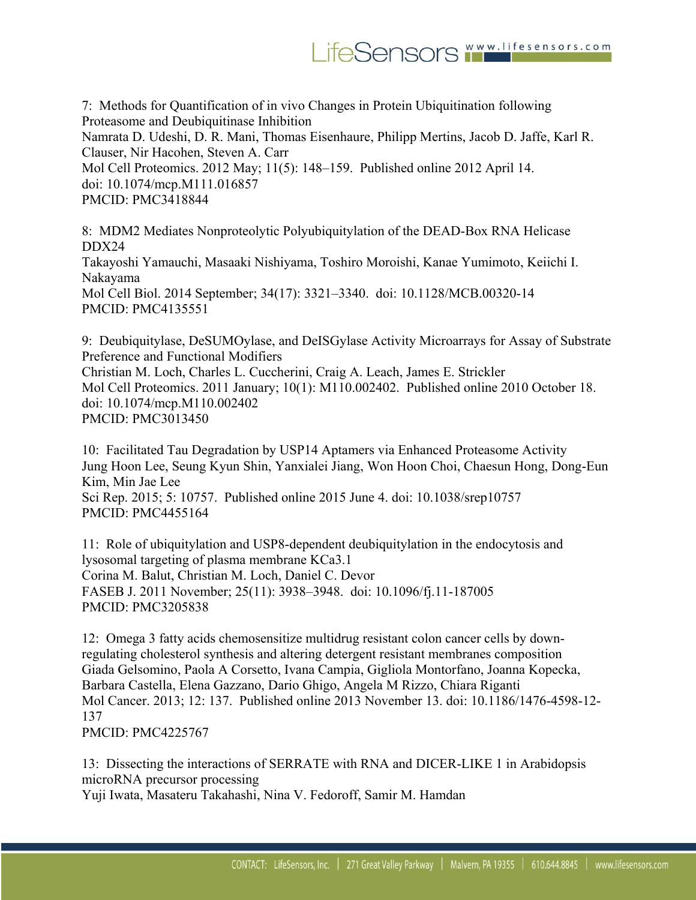7: Methods for Quantification of in vivo Changes in Protein Ubiquitination following Proteasome and Deubiquitinase Inhibition
Namrata D. Udeshi, D. R. Mani, Thomas Eisenhaure, Philipp Mertins, Jacob D. Jaffe, Karl R. Clauser, Nir Hacohen, Steven A. Carr
Mol Cell Proteomics. 2012 May; 11(5): 148–159. Published online 2012 April 14.
doi: 10.1074/mcp.M111.016857
PMCID: PMC3418844

8: MDM2 Mediates Nonproteolytic Polyubiquitylation of the DEAD-Box RNA Helicase DDX24
Takayoshi Yamauchi, Masaaki Nishiyama, Toshiro Moroishi, Kanae Yumimoto, Keiichi I. Nakayama
Mol Cell Biol. 2014 September; 34(17): 3321–3340. doi: 10.1128/MCB.00320-14
PMCID: PMC4135551

9: Deubiquitylase, DeSUMOylase, and DeISGylase Activity Microarrays for Assay of Substrate Preference and Functional Modifiers
Christian M. Loch, Charles L. Cuccherini, Craig A. Leach, James E. Strickler
Mol Cell Proteomics. 2011 January; 10(1): M110.002402. Published online 2010 October 18.
doi: 10.1074/mcp.M110.002402
PMCID: PMC3013450

10: Facilitated Tau Degradation by USP14 Aptamers via Enhanced Proteasome Activity
Jung Hoon Lee, Seung Kyun Shin, Yanxialei Jiang, Won Hoon Choi, Chaesun Hong, Dong-Eun Kim, Min Jae Lee
Sci Rep. 2015; 5: 10757. Published online 2015 June 4. doi: 10.1038/srep10757
PMCID: PMC4455164

11: Role of ubiquitylation and USP8-dependent deubiquitylation in the endocytosis and lysosomal targeting of plasma membrane KCa3.1
Corina M. Balut, Christian M. Loch, Daniel C. Devor
FASEB J. 2011 November; 25(11): 3938–3948. doi: 10.1096/fj.11-187005
PMCID: PMC3205838

12: Omega 3 fatty acids chemosensitize multidrug resistant colon cancer cells by down-regulating cholesterol synthesis and altering detergent resistant membranes composition
Giada Gelsomino, Paola A Corsetto, Ivana Campia, Gigliola Montorfano, Joanna Kopecka, Barbara Castella, Elena Gazzano, Dario Ghigo, Angela M Rizzo, Chiara Riganti
Mol Cancer. 2013; 12: 137. Published online 2013 November 13. doi: 10.1186/1476-4598-12-137
PMCID: PMC4225767

13: Dissecting the interactions of SERRATE with RNA and DICER-LIKE 1 in Arabidopsis microRNA precursor processing
Yuji Iwata, Masateru Takahashi, Nina V. Fedoroff, Samir M. Hamdan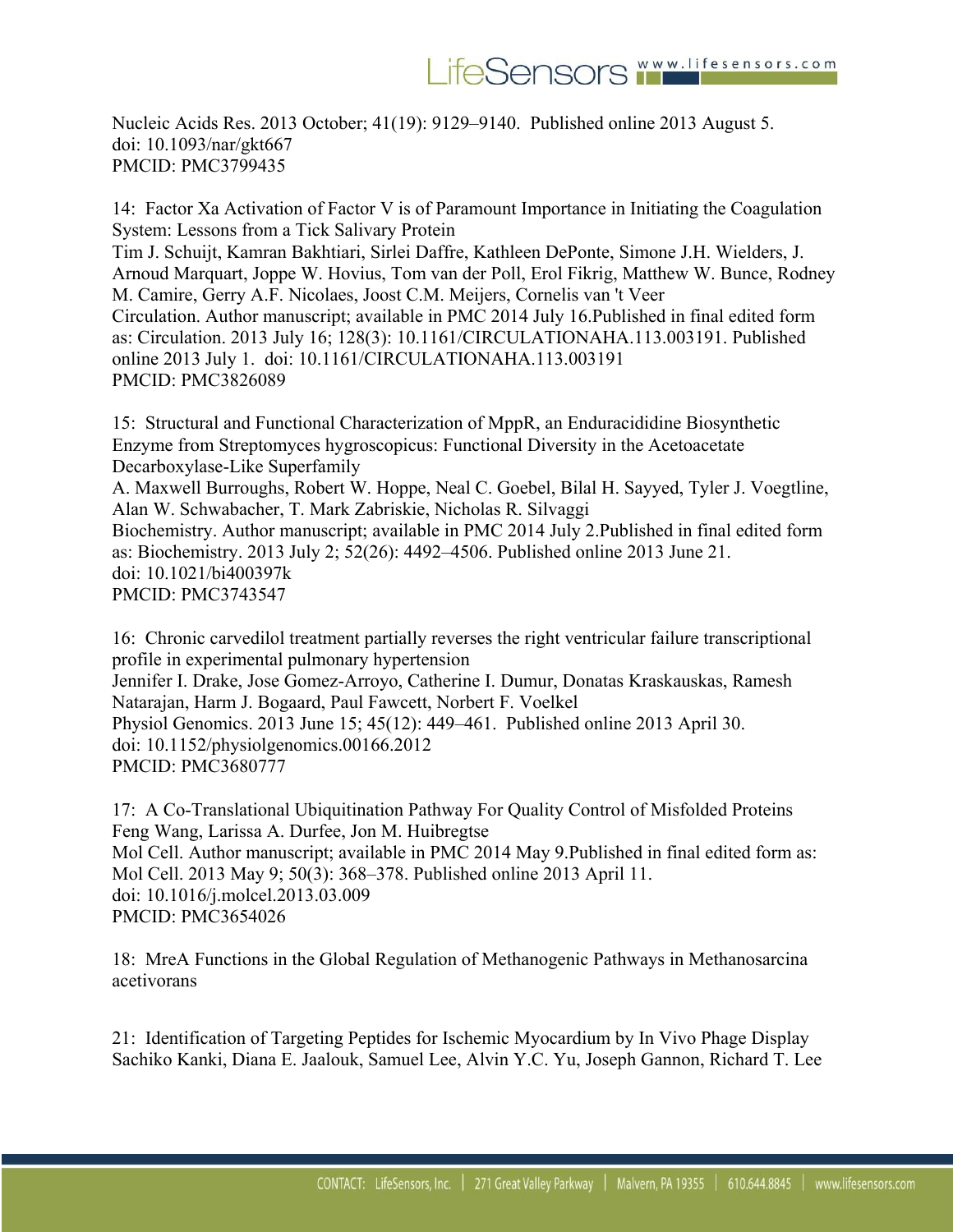Nucleic Acids Res. 2013 October; 41(19): 9129–9140. Published online 2013 August 5.
doi: 10.1093/nar/gkt667
PMCID: PMC3799435

14: Factor Xa Activation of Factor V is of Paramount Importance in Initiating the Coagulation System: Lessons from a Tick Salivary Protein
Tim J. Schuijt, Kamran Bakhtiari, Sirlei Daffre, Kathleen DePonte, Simone J.H. Wielders, J. Arnoud Marquart, Joppe W. Hovius, Tom van der Poll, Erol Fikrig, Matthew W. Bunce, Rodney M. Camire, Gerry A.F. Nicolaes, Joost C.M. Meijers, Cornelis van 't Veer
Circulation. Author manuscript; available in PMC 2014 July 16.Published in final edited form as: Circulation. 2013 July 16; 128(3): 10.1161/CIRCULATIONAHA.113.003191. Published online 2013 July 1. doi: 10.1161/CIRCULATIONAHA.113.003191
PMCID: PMC3826089

15: Structural and Functional Characterization of MppR, an Enduracididine Biosynthetic Enzyme from Streptomyces hygroscopicus: Functional Diversity in the Acetoacetate Decarboxylase-Like Superfamily
A. Maxwell Burroughs, Robert W. Hoppe, Neal C. Goebel, Bilal H. Sayyed, Tyler J. Voegtline, Alan W. Schwabacher, T. Mark Zabriskie, Nicholas R. Silvaggi
Biochemistry. Author manuscript; available in PMC 2014 July 2.Published in final edited form as: Biochemistry. 2013 July 2; 52(26): 4492–4506. Published online 2013 June 21.
doi: 10.1021/bi400397k
PMCID: PMC3743547

16: Chronic carvedilol treatment partially reverses the right ventricular failure transcriptional profile in experimental pulmonary hypertension
Jennifer I. Drake, Jose Gomez-Arroyo, Catherine I. Dumur, Donatas Kraskauskas, Ramesh Natarajan, Harm J. Bogaard, Paul Fawcett, Norbert F. Voelkel
Physiol Genomics. 2013 June 15; 45(12): 449–461. Published online 2013 April 30.
doi: 10.1152/physiolgenomics.00166.2012
PMCID: PMC3680777

17: A Co-Translational Ubiquitination Pathway For Quality Control of Misfolded Proteins
Feng Wang, Larissa A. Durfee, Jon M. Huibregtse
Mol Cell. Author manuscript; available in PMC 2014 May 9.Published in final edited form as: Mol Cell. 2013 May 9; 50(3): 368–378. Published online 2013 April 11.
doi: 10.1016/j.molcel.2013.03.009
PMCID: PMC3654026

18: MreA Functions in the Global Regulation of Methanogenic Pathways in Methanosarcina acetivorans

21: Identification of Targeting Peptides for Ischemic Myocardium by In Vivo Phage Display
Sachiko Kanki, Diana E. Jaalouk, Samuel Lee, Alvin Y.C. Yu, Joseph Gannon, Richard T. Lee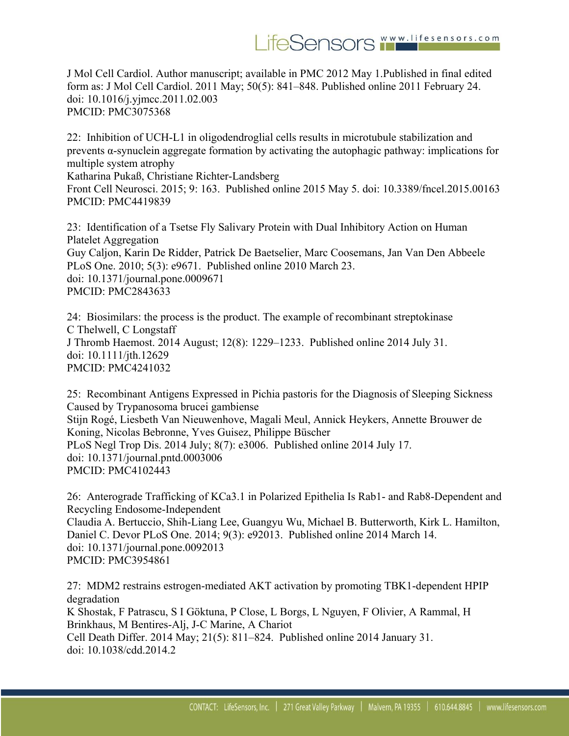J Mol Cell Cardiol. Author manuscript; available in PMC 2012 May 1.Published in final edited form as: J Mol Cell Cardiol. 2011 May; 50(5): 841–848. Published online 2011 February 24. doi: 10.1016/j.yjmcc.2011.02.003
PMCID: PMC3075368

22: Inhibition of UCH-L1 in oligodendroglial cells results in microtubule stabilization and prevents α-synuclein aggregate formation by activating the autophagic pathway: implications for multiple system atrophy
Katharina Pukaß, Christiane Richter-Landsberg
Front Cell Neurosci. 2015; 9: 163. Published online 2015 May 5. doi: 10.3389/fncel.2015.00163
PMCID: PMC4419839

23: Identification of a Tsetse Fly Salivary Protein with Dual Inhibitory Action on Human Platelet Aggregation
Guy Caljon, Karin De Ridder, Patrick De Baetselier, Marc Coosemans, Jan Van Den Abbeele
PLoS One. 2010; 5(3): e9671. Published online 2010 March 23.
doi: 10.1371/journal.pone.0009671
PMCID: PMC2843633

24: Biosimilars: the process is the product. The example of recombinant streptokinase
C Thelwell, C Longstaff
J Thromb Haemost. 2014 August; 12(8): 1229–1233. Published online 2014 July 31.
doi: 10.1111/jth.12629
PMCID: PMC4241032

25: Recombinant Antigens Expressed in Pichia pastoris for the Diagnosis of Sleeping Sickness Caused by Trypanosoma brucei gambiense
Stijn Rogé, Liesbeth Van Nieuwenhove, Magali Meul, Annick Heykers, Annette Brouwer de Koning, Nicolas Bebronne, Yves Guisez, Philippe Büscher
PLoS Negl Trop Dis. 2014 July; 8(7): e3006. Published online 2014 July 17.
doi: 10.1371/journal.pntd.0003006
PMCID: PMC4102443

26: Anterograde Trafficking of KCa3.1 in Polarized Epithelia Is Rab1- and Rab8-Dependent and Recycling Endosome-Independent
Claudia A. Bertuccio, Shih-Liang Lee, Guangyu Wu, Michael B. Butterworth, Kirk L. Hamilton, Daniel C. Devor PLoS One. 2014; 9(3): e92013. Published online 2014 March 14.
doi: 10.1371/journal.pone.0092013
PMCID: PMC3954861

27: MDM2 restrains estrogen-mediated AKT activation by promoting TBK1-dependent HPIP degradation
K Shostak, F Patrascu, S I Göktuna, P Close, L Borgs, L Nguyen, F Olivier, A Rammal, H Brinkhaus, M Bentires-Alj, J-C Marine, A Chariot
Cell Death Differ. 2014 May; 21(5): 811–824. Published online 2014 January 31.
doi: 10.1038/cdd.2014.2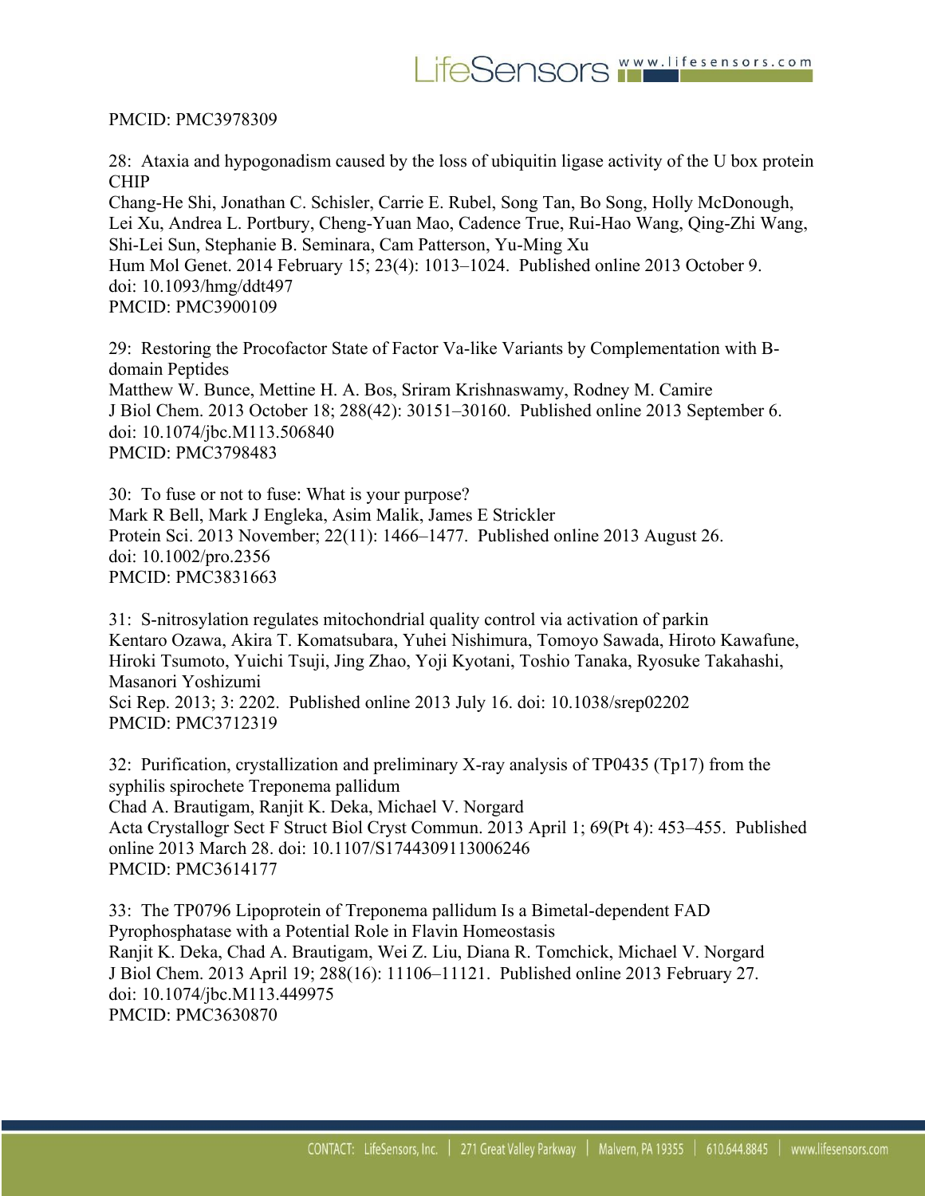PMCID: PMC3978309

28: Ataxia and hypogonadism caused by the loss of ubiquitin ligase activity of the U box protein CHIP
Chang-He Shi, Jonathan C. Schisler, Carrie E. Rubel, Song Tan, Bo Song, Holly McDonough, Lei Xu, Andrea L. Portbury, Cheng-Yuan Mao, Cadence True, Rui-Hao Wang, Qing-Zhi Wang, Shi-Lei Sun, Stephanie B. Seminara, Cam Patterson, Yu-Ming Xu
Hum Mol Genet. 2014 February 15; 23(4): 1013–1024. Published online 2013 October 9.
doi: 10.1093/hmg/ddt497
PMCID: PMC3900109

29: Restoring the Procofactor State of Factor Va-like Variants by Complementation with B-domain Peptides
Matthew W. Bunce, Mettine H. A. Bos, Sriram Krishnaswamy, Rodney M. Camire
J Biol Chem. 2013 October 18; 288(42): 30151–30160. Published online 2013 September 6.
doi: 10.1074/jbc.M113.506840
PMCID: PMC3798483

30: To fuse or not to fuse: What is your purpose?
Mark R Bell, Mark J Engleka, Asim Malik, James E Strickler
Protein Sci. 2013 November; 22(11): 1466–1477. Published online 2013 August 26.
doi: 10.1002/pro.2356
PMCID: PMC3831663

31: S-nitrosylation regulates mitochondrial quality control via activation of parkin
Kentaro Ozawa, Akira T. Komatsubara, Yuhei Nishimura, Tomoyo Sawada, Hiroto Kawafune, Hiroki Tsumoto, Yuichi Tsuji, Jing Zhao, Yoji Kyotani, Toshio Tanaka, Ryosuke Takahashi, Masanori Yoshizumi
Sci Rep. 2013; 3: 2202. Published online 2013 July 16. doi: 10.1038/srep02202
PMCID: PMC3712319

32: Purification, crystallization and preliminary X-ray analysis of TP0435 (Tp17) from the syphilis spirochete Treponema pallidum
Chad A. Brautigam, Ranjit K. Deka, Michael V. Norgard
Acta Crystallogr Sect F Struct Biol Cryst Commun. 2013 April 1; 69(Pt 4): 453–455. Published online 2013 March 28. doi: 10.1107/S1744309113006246
PMCID: PMC3614177

33: The TP0796 Lipoprotein of Treponema pallidum Is a Bimetal-dependent FAD Pyrophosphatase with a Potential Role in Flavin Homeostasis
Ranjit K. Deka, Chad A. Brautigam, Wei Z. Liu, Diana R. Tomchick, Michael V. Norgard
J Biol Chem. 2013 April 19; 288(16): 11106–11121. Published online 2013 February 27.
doi: 10.1074/jbc.M113.449975
PMCID: PMC3630870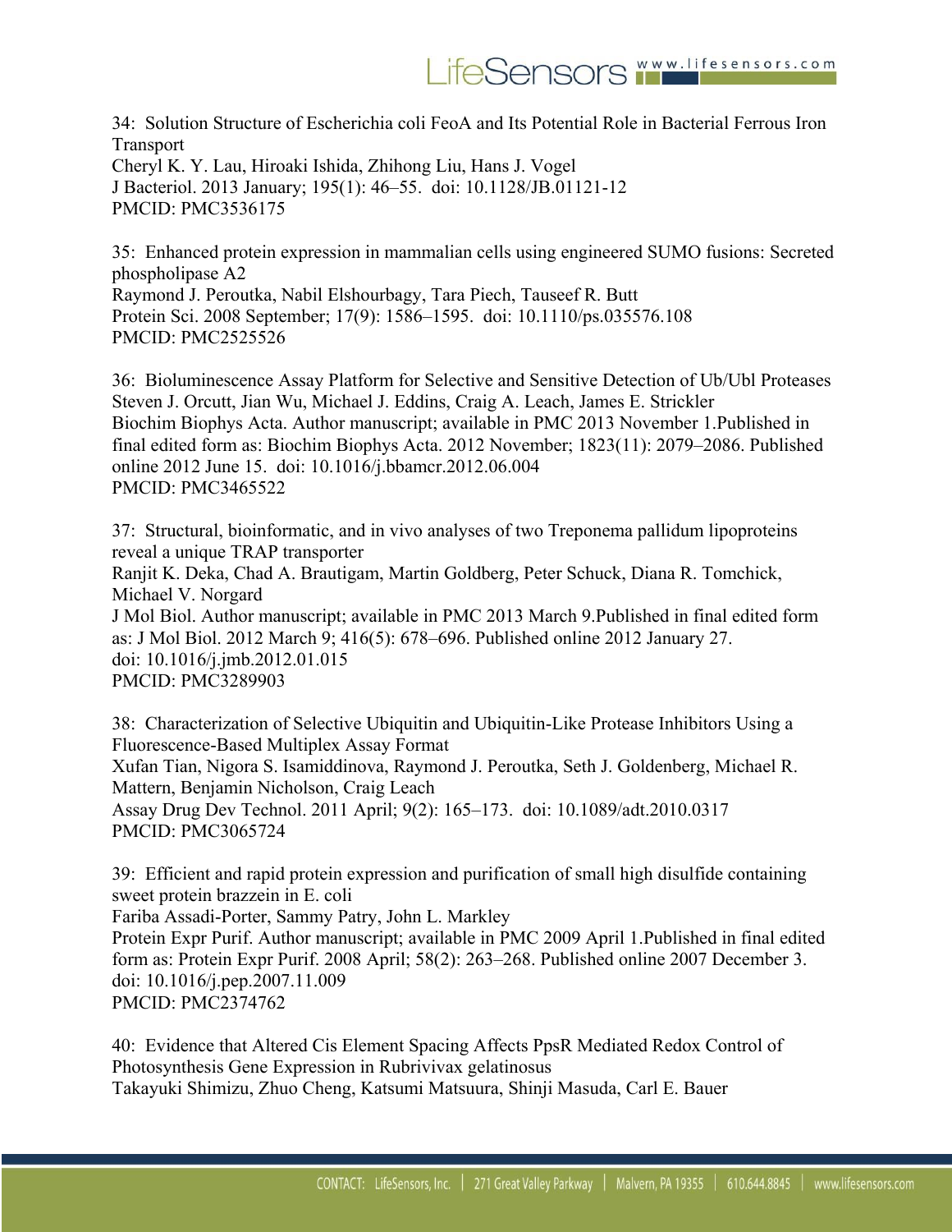34: Solution Structure of Escherichia coli FeoA and Its Potential Role in Bacterial Ferrous Iron Transport
Cheryl K. Y. Lau, Hiroaki Ishida, Zhihong Liu, Hans J. Vogel
J Bacteriol. 2013 January; 195(1): 46–55. doi: 10.1128/JB.01121-12
PMCID: PMC3536175

35: Enhanced protein expression in mammalian cells using engineered SUMO fusions: Secreted phospholipase A2
Raymond J. Peroutka, Nabil Elshourbagy, Tara Piech, Tauseef R. Butt
Protein Sci. 2008 September; 17(9): 1586–1595. doi: 10.1110/ps.035576.108
PMCID: PMC2525526

36: Bioluminescence Assay Platform for Selective and Sensitive Detection of Ub/Ubl Proteases
Steven J. Orcutt, Jian Wu, Michael J. Eddins, Craig A. Leach, James E. Strickler
Biochim Biophys Acta. Author manuscript; available in PMC 2013 November 1.Published in final edited form as: Biochim Biophys Acta. 2012 November; 1823(11): 2079–2086. Published online 2012 June 15. doi: 10.1016/j.bbamcr.2012.06.004
PMCID: PMC3465522

37: Structural, bioinformatic, and in vivo analyses of two Treponema pallidum lipoproteins reveal a unique TRAP transporter
Ranjit K. Deka, Chad A. Brautigam, Martin Goldberg, Peter Schuck, Diana R. Tomchick, Michael V. Norgard
J Mol Biol. Author manuscript; available in PMC 2013 March 9.Published in final edited form as: J Mol Biol. 2012 March 9; 416(5): 678–696. Published online 2012 January 27. doi: 10.1016/j.jmb.2012.01.015
PMCID: PMC3289903

38: Characterization of Selective Ubiquitin and Ubiquitin-Like Protease Inhibitors Using a Fluorescence-Based Multiplex Assay Format
Xufan Tian, Nigora S. Isamiddinova, Raymond J. Peroutka, Seth J. Goldenberg, Michael R. Mattern, Benjamin Nicholson, Craig Leach
Assay Drug Dev Technol. 2011 April; 9(2): 165–173. doi: 10.1089/adt.2010.0317
PMCID: PMC3065724

39: Efficient and rapid protein expression and purification of small high disulfide containing sweet protein brazzein in E. coli
Fariba Assadi-Porter, Sammy Patry, John L. Markley
Protein Expr Purif. Author manuscript; available in PMC 2009 April 1.Published in final edited form as: Protein Expr Purif. 2008 April; 58(2): 263–268. Published online 2007 December 3. doi: 10.1016/j.pep.2007.11.009
PMCID: PMC2374762

40: Evidence that Altered Cis Element Spacing Affects PpsR Mediated Redox Control of Photosynthesis Gene Expression in Rubrivivax gelatinosus
Takayuki Shimizu, Zhuo Cheng, Katsumi Matsuura, Shinji Masuda, Carl E. Bauer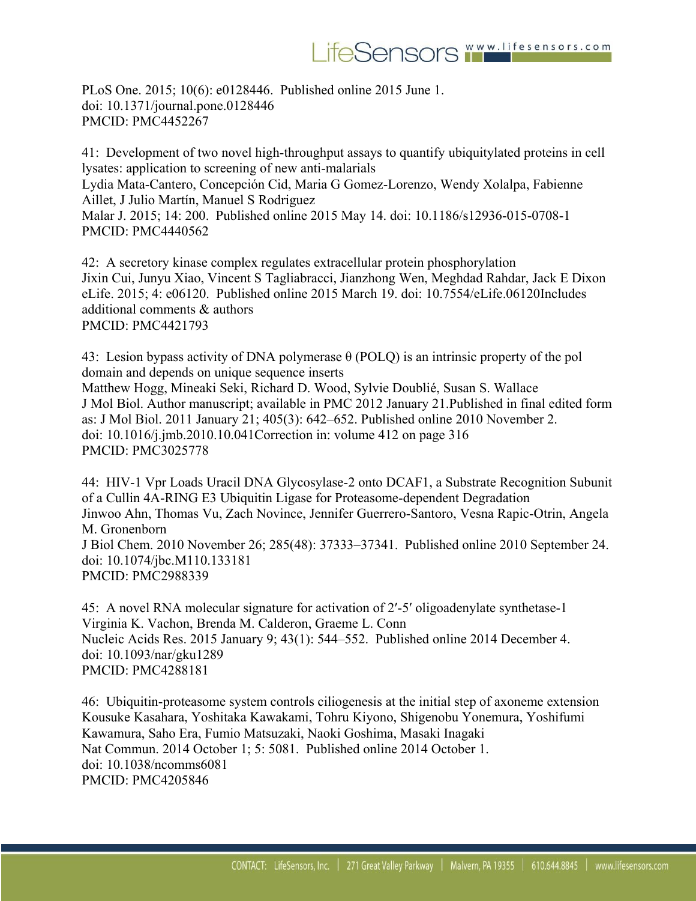PLoS One. 2015; 10(6): e0128446. Published online 2015 June 1.
doi: 10.1371/journal.pone.0128446
PMCID: PMC4452267

41: Development of two novel high-throughput assays to quantify ubiquitylated proteins in cell lysates: application to screening of new anti-malarials
Lydia Mata-Cantero, Concepción Cid, Maria G Gomez-Lorenzo, Wendy Xolalpa, Fabienne Aillet, J Julio Martín, Manuel S Rodriguez
Malar J. 2015; 14: 200. Published online 2015 May 14. doi: 10.1186/s12936-015-0708-1
PMCID: PMC4440562

42: A secretory kinase complex regulates extracellular protein phosphorylation
Jixin Cui, Junyu Xiao, Vincent S Tagliabracci, Jianzhong Wen, Meghdad Rahdar, Jack E Dixon
eLife. 2015; 4: e06120. Published online 2015 March 19. doi: 10.7554/eLife.06120Includes additional comments & authors
PMCID: PMC4421793

43: Lesion bypass activity of DNA polymerase θ (POLQ) is an intrinsic property of the pol domain and depends on unique sequence inserts
Matthew Hogg, Mineaki Seki, Richard D. Wood, Sylvie Doublié, Susan S. Wallace
J Mol Biol. Author manuscript; available in PMC 2012 January 21.Published in final edited form as: J Mol Biol. 2011 January 21; 405(3): 642–652. Published online 2010 November 2.
doi: 10.1016/j.jmb.2010.10.041Correction in: volume 412 on page 316
PMCID: PMC3025778

44: HIV-1 Vpr Loads Uracil DNA Glycosylase-2 onto DCAF1, a Substrate Recognition Subunit of a Cullin 4A-RING E3 Ubiquitin Ligase for Proteasome-dependent Degradation
Jinwoo Ahn, Thomas Vu, Zach Novince, Jennifer Guerrero-Santoro, Vesna Rapic-Otrin, Angela M. Gronenborn
J Biol Chem. 2010 November 26; 285(48): 37333–37341. Published online 2010 September 24.
doi: 10.1074/jbc.M110.133181
PMCID: PMC2988339

45: A novel RNA molecular signature for activation of 2′-5′ oligoadenylate synthetase-1
Virginia K. Vachon, Brenda M. Calderon, Graeme L. Conn
Nucleic Acids Res. 2015 January 9; 43(1): 544–552. Published online 2014 December 4.
doi: 10.1093/nar/gku1289
PMCID: PMC4288181

46: Ubiquitin-proteasome system controls ciliogenesis at the initial step of axoneme extension
Kousuke Kasahara, Yoshitaka Kawakami, Tohru Kiyono, Shigenobu Yonemura, Yoshifumi Kawamura, Saho Era, Fumio Matsuzaki, Naoki Goshima, Masaki Inagaki
Nat Commun. 2014 October 1; 5: 5081. Published online 2014 October 1.
doi: 10.1038/ncomms6081
PMCID: PMC4205846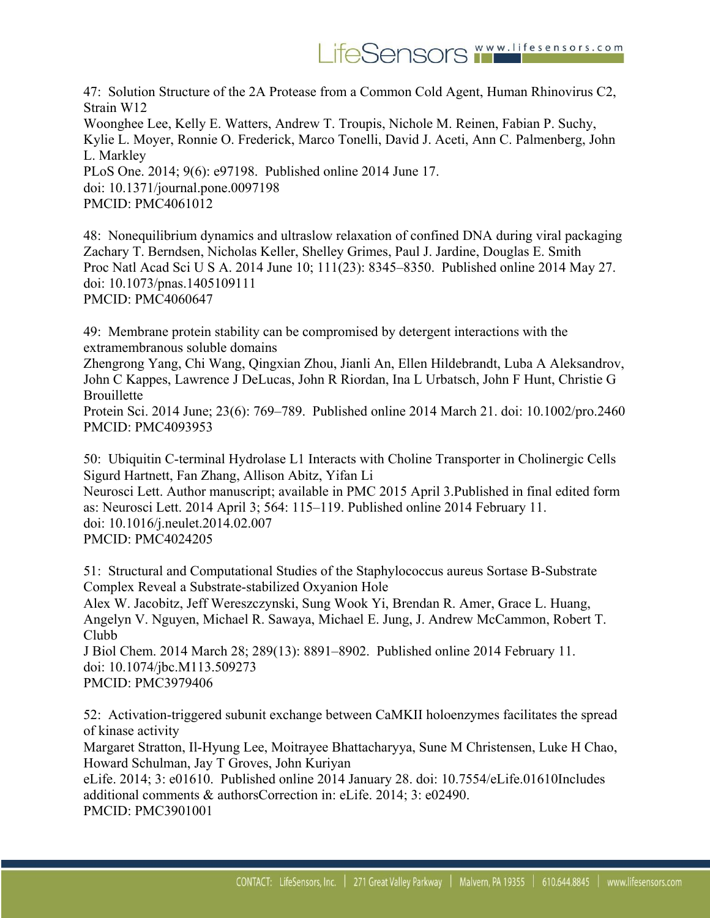47: Solution Structure of the 2A Protease from a Common Cold Agent, Human Rhinovirus C2, Strain W12
Woonghee Lee, Kelly E. Watters, Andrew T. Troupis, Nichole M. Reinen, Fabian P. Suchy, Kylie L. Moyer, Ronnie O. Frederick, Marco Tonelli, David J. Aceti, Ann C. Palmenberg, John L. Markley
PLoS One. 2014; 9(6): e97198. Published online 2014 June 17.
doi: 10.1371/journal.pone.0097198
PMCID: PMC4061012

48: Nonequilibrium dynamics and ultraslow relaxation of confined DNA during viral packaging
Zachary T. Berndsen, Nicholas Keller, Shelley Grimes, Paul J. Jardine, Douglas E. Smith
Proc Natl Acad Sci U S A. 2014 June 10; 111(23): 8345–8350. Published online 2014 May 27.
doi: 10.1073/pnas.1405109111
PMCID: PMC4060647

49: Membrane protein stability can be compromised by detergent interactions with the extramembranous soluble domains
Zhengrong Yang, Chi Wang, Qingxian Zhou, Jianli An, Ellen Hildebrandt, Luba A Aleksandrov, John C Kappes, Lawrence J DeLucas, John R Riordan, Ina L Urbatsch, John F Hunt, Christie G Brouillette
Protein Sci. 2014 June; 23(6): 769–789. Published online 2014 March 21. doi: 10.1002/pro.2460
PMCID: PMC4093953

50: Ubiquitin C-terminal Hydrolase L1 Interacts with Choline Transporter in Cholinergic Cells
Sigurd Hartnett, Fan Zhang, Allison Abitz, Yifan Li
Neurosci Lett. Author manuscript; available in PMC 2015 April 3.Published in final edited form as: Neurosci Lett. 2014 April 3; 564: 115–119. Published online 2014 February 11.
doi: 10.1016/j.neulet.2014.02.007
PMCID: PMC4024205

51: Structural and Computational Studies of the Staphylococcus aureus Sortase B-Substrate Complex Reveal a Substrate-stabilized Oxyanion Hole
Alex W. Jacobitz, Jeff Wereszczynski, Sung Wook Yi, Brendan R. Amer, Grace L. Huang, Angelyn V. Nguyen, Michael R. Sawaya, Michael E. Jung, J. Andrew McCammon, Robert T. Clubb
J Biol Chem. 2014 March 28; 289(13): 8891–8902. Published online 2014 February 11.
doi: 10.1074/jbc.M113.509273
PMCID: PMC3979406

52: Activation-triggered subunit exchange between CaMKII holoenzymes facilitates the spread of kinase activity
Margaret Stratton, Il-Hyung Lee, Moitrayee Bhattacharyya, Sune M Christensen, Luke H Chao, Howard Schulman, Jay T Groves, John Kuriyan
eLife. 2014; 3: e01610. Published online 2014 January 28. doi: 10.7554/eLife.01610Includes additional comments & authorsCorrection in: eLife. 2014; 3: e02490.
PMCID: PMC3901001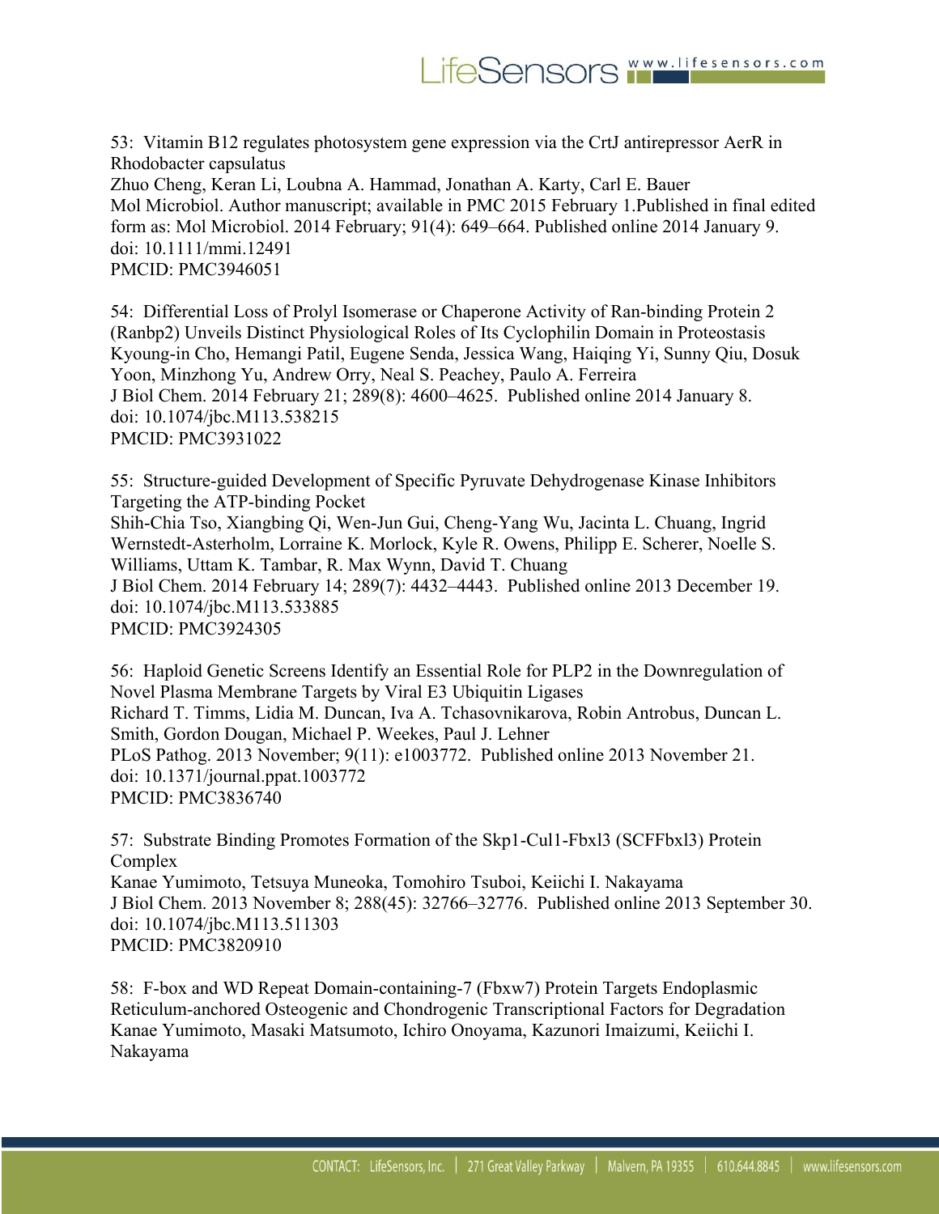53: Vitamin B12 regulates photosystem gene expression via the CrtJ antirepressor AerR in Rhodobacter capsulatus
Zhuo Cheng, Keran Li, Loubna A. Hammad, Jonathan A. Karty, Carl E. Bauer
Mol Microbiol. Author manuscript; available in PMC 2015 February 1.Published in final edited form as: Mol Microbiol. 2014 February; 91(4): 649–664. Published online 2014 January 9.
doi: 10.1111/mmi.12491
PMCID: PMC3946051

54: Differential Loss of Prolyl Isomerase or Chaperone Activity of Ran-binding Protein 2 (Ranbp2) Unveils Distinct Physiological Roles of Its Cyclophilin Domain in Proteostasis
Kyoung-in Cho, Hemangi Patil, Eugene Senda, Jessica Wang, Haiqing Yi, Sunny Qiu, Dosuk Yoon, Minzhong Yu, Andrew Orry, Neal S. Peachey, Paulo A. Ferreira
J Biol Chem. 2014 February 21; 289(8): 4600–4625. Published online 2014 January 8.
doi: 10.1074/jbc.M113.538215
PMCID: PMC3931022

55: Structure-guided Development of Specific Pyruvate Dehydrogenase Kinase Inhibitors Targeting the ATP-binding Pocket
Shih-Chia Tso, Xiangbing Qi, Wen-Jun Gui, Cheng-Yang Wu, Jacinta L. Chuang, Ingrid Wernstedt-Asterholm, Lorraine K. Morlock, Kyle R. Owens, Philipp E. Scherer, Noelle S. Williams, Uttam K. Tambar, R. Max Wynn, David T. Chuang
J Biol Chem. 2014 February 14; 289(7): 4432–4443. Published online 2013 December 19.
doi: 10.1074/jbc.M113.533885
PMCID: PMC3924305

56: Haploid Genetic Screens Identify an Essential Role for PLP2 in the Downregulation of Novel Plasma Membrane Targets by Viral E3 Ubiquitin Ligases
Richard T. Timms, Lidia M. Duncan, Iva A. Tchasovnikarova, Robin Antrobus, Duncan L. Smith, Gordon Dougan, Michael P. Weekes, Paul J. Lehner
PLoS Pathog. 2013 November; 9(11): e1003772. Published online 2013 November 21.
doi: 10.1371/journal.ppat.1003772
PMCID: PMC3836740

57: Substrate Binding Promotes Formation of the Skp1-Cul1-Fbxl3 (SCFFbxl3) Protein Complex
Kanae Yumimoto, Tetsuya Muneoka, Tomohiro Tsuboi, Keiichi I. Nakayama
J Biol Chem. 2013 November 8; 288(45): 32766–32776. Published online 2013 September 30.
doi: 10.1074/jbc.M113.511303
PMCID: PMC3820910

58: F-box and WD Repeat Domain-containing-7 (Fbxw7) Protein Targets Endoplasmic Reticulum-anchored Osteogenic and Chondrogenic Transcriptional Factors for Degradation
Kanae Yumimoto, Masaki Matsumoto, Ichiro Onoyama, Kazunori Imaizumi, Keiichi I. Nakayama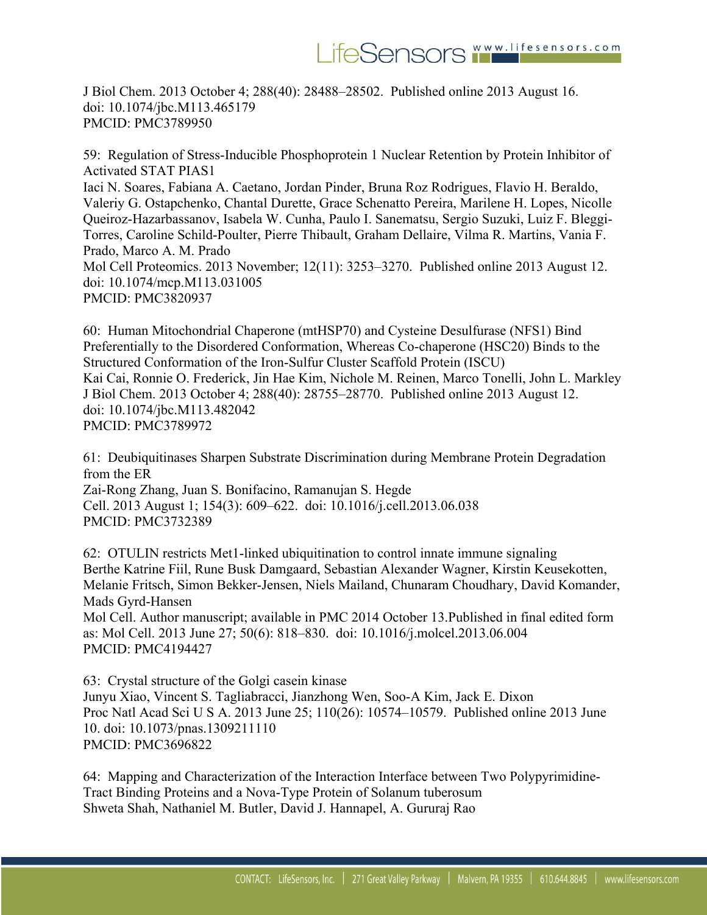J Biol Chem. 2013 October 4; 288(40): 28488–28502. Published online 2013 August 16.
doi: 10.1074/jbc.M113.465179
PMCID: PMC3789950

59: Regulation of Stress-Inducible Phosphoprotein 1 Nuclear Retention by Protein Inhibitor of Activated STAT PIAS1
Iaci N. Soares, Fabiana A. Caetano, Jordan Pinder, Bruna Roz Rodrigues, Flavio H. Beraldo, Valeriy G. Ostapchenko, Chantal Durette, Grace Schenatto Pereira, Marilene H. Lopes, Nicolle Queiroz-Hazarbassanov, Isabela W. Cunha, Paulo I. Sanematsu, Sergio Suzuki, Luiz F. Bleggi-Torres, Caroline Schild-Poulter, Pierre Thibault, Graham Dellaire, Vilma R. Martins, Vania F. Prado, Marco A. M. Prado
Mol Cell Proteomics. 2013 November; 12(11): 3253–3270. Published online 2013 August 12.
doi: 10.1074/mcp.M113.031005
PMCID: PMC3820937

60: Human Mitochondrial Chaperone (mtHSP70) and Cysteine Desulfurase (NFS1) Bind Preferentially to the Disordered Conformation, Whereas Co-chaperone (HSC20) Binds to the Structured Conformation of the Iron-Sulfur Cluster Scaffold Protein (ISCU)
Kai Cai, Ronnie O. Frederick, Jin Hae Kim, Nichole M. Reinen, Marco Tonelli, John L. Markley
J Biol Chem. 2013 October 4; 288(40): 28755–28770. Published online 2013 August 12.
doi: 10.1074/jbc.M113.482042
PMCID: PMC3789972

61: Deubiquitinases Sharpen Substrate Discrimination during Membrane Protein Degradation from the ER
Zai-Rong Zhang, Juan S. Bonifacino, Ramanujan S. Hegde
Cell. 2013 August 1; 154(3): 609–622. doi: 10.1016/j.cell.2013.06.038
PMCID: PMC3732389

62: OTULIN restricts Met1-linked ubiquitination to control innate immune signaling
Berthe Katrine Fiil, Rune Busk Damgaard, Sebastian Alexander Wagner, Kirstin Keusekotten, Melanie Fritsch, Simon Bekker-Jensen, Niels Mailand, Chunaram Choudhary, David Komander, Mads Gyrd-Hansen
Mol Cell. Author manuscript; available in PMC 2014 October 13.Published in final edited form as: Mol Cell. 2013 June 27; 50(6): 818–830. doi: 10.1016/j.molcel.2013.06.004
PMCID: PMC4194427

63: Crystal structure of the Golgi casein kinase
Junyu Xiao, Vincent S. Tagliabracci, Jianzhong Wen, Soo-A Kim, Jack E. Dixon
Proc Natl Acad Sci U S A. 2013 June 25; 110(26): 10574–10579. Published online 2013 June 10. doi: 10.1073/pnas.1309211110
PMCID: PMC3696822

64: Mapping and Characterization of the Interaction Interface between Two Polypyrimidine-Tract Binding Proteins and a Nova-Type Protein of Solanum tuberosum
Shweta Shah, Nathaniel M. Butler, David J. Hannapel, A. Gururaj Rao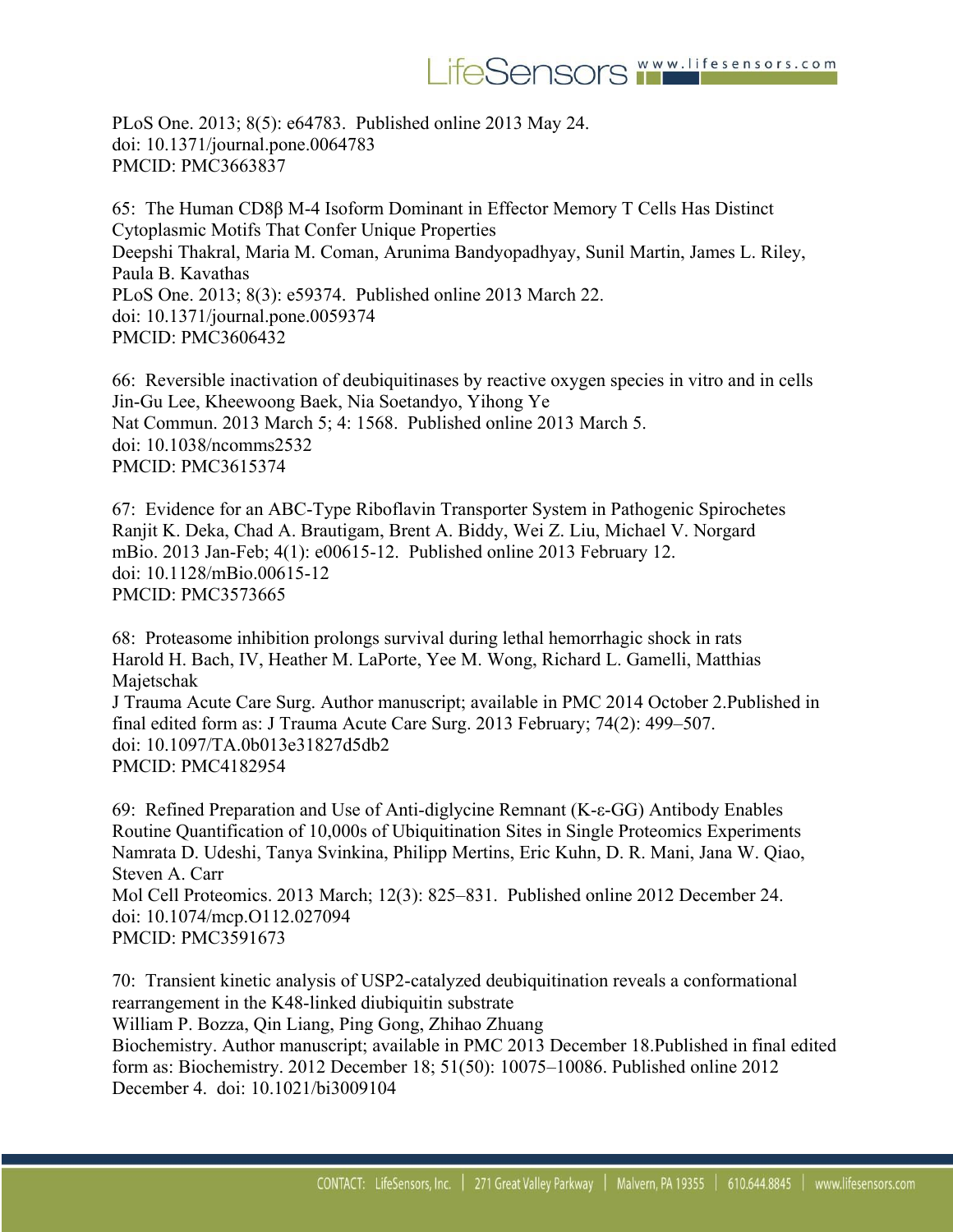PLoS One. 2013; 8(5): e64783. Published online 2013 May 24.
doi: 10.1371/journal.pone.0064783
PMCID: PMC3663837

65: The Human CD8β M-4 Isoform Dominant in Effector Memory T Cells Has Distinct Cytoplasmic Motifs That Confer Unique Properties
Deepshi Thakral, Maria M. Coman, Arunima Bandyopadhyay, Sunil Martin, James L. Riley, Paula B. Kavathas
PLoS One. 2013; 8(3): e59374. Published online 2013 March 22.
doi: 10.1371/journal.pone.0059374
PMCID: PMC3606432

66: Reversible inactivation of deubiquitinases by reactive oxygen species in vitro and in cells
Jin-Gu Lee, Kheewoong Baek, Nia Soetandyo, Yihong Ye
Nat Commun. 2013 March 5; 4: 1568. Published online 2013 March 5.
doi: 10.1038/ncomms2532
PMCID: PMC3615374

67: Evidence for an ABC-Type Riboflavin Transporter System in Pathogenic Spirochetes
Ranjit K. Deka, Chad A. Brautigam, Brent A. Biddy, Wei Z. Liu, Michael V. Norgard
mBio. 2013 Jan-Feb; 4(1): e00615-12. Published online 2013 February 12.
doi: 10.1128/mBio.00615-12
PMCID: PMC3573665

68: Proteasome inhibition prolongs survival during lethal hemorrhagic shock in rats
Harold H. Bach, IV, Heather M. LaPorte, Yee M. Wong, Richard L. Gamelli, Matthias Majetschak
J Trauma Acute Care Surg. Author manuscript; available in PMC 2014 October 2.Published in final edited form as: J Trauma Acute Care Surg. 2013 February; 74(2): 499–507.
doi: 10.1097/TA.0b013e31827d5db2
PMCID: PMC4182954

69: Refined Preparation and Use of Anti-diglycine Remnant (K-ε-GG) Antibody Enables Routine Quantification of 10,000s of Ubiquitination Sites in Single Proteomics Experiments
Namrata D. Udeshi, Tanya Svinkina, Philipp Mertins, Eric Kuhn, D. R. Mani, Jana W. Qiao, Steven A. Carr
Mol Cell Proteomics. 2013 March; 12(3): 825–831. Published online 2012 December 24.
doi: 10.1074/mcp.O112.027094
PMCID: PMC3591673

70: Transient kinetic analysis of USP2-catalyzed deubiquitination reveals a conformational rearrangement in the K48-linked diubiquitin substrate
William P. Bozza, Qin Liang, Ping Gong, Zhihao Zhuang
Biochemistry. Author manuscript; available in PMC 2013 December 18.Published in final edited form as: Biochemistry. 2012 December 18; 51(50): 10075–10086. Published online 2012 December 4. doi: 10.1021/bi3009104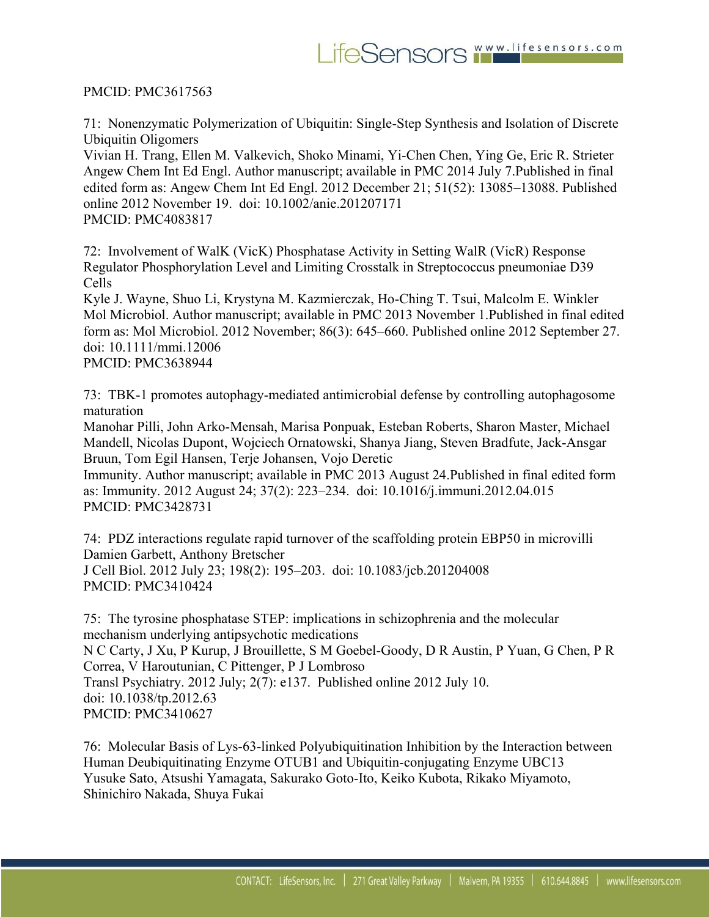PMCID: PMC3617563

71: Nonenzymatic Polymerization of Ubiquitin: Single-Step Synthesis and Isolation of Discrete Ubiquitin Oligomers
Vivian H. Trang, Ellen M. Valkevich, Shoko Minami, Yi-Chen Chen, Ying Ge, Eric R. Strieter
Angew Chem Int Ed Engl. Author manuscript; available in PMC 2014 July 7.Published in final edited form as: Angew Chem Int Ed Engl. 2012 December 21; 51(52): 13085–13088. Published online 2012 November 19. doi: 10.1002/anie.201207171
PMCID: PMC4083817

72: Involvement of WalK (VicK) Phosphatase Activity in Setting WalR (VicR) Response Regulator Phosphorylation Level and Limiting Crosstalk in Streptococcus pneumoniae D39 Cells
Kyle J. Wayne, Shuo Li, Krystyna M. Kazmierczak, Ho-Ching T. Tsui, Malcolm E. Winkler
Mol Microbiol. Author manuscript; available in PMC 2013 November 1.Published in final edited form as: Mol Microbiol. 2012 November; 86(3): 645–660. Published online 2012 September 27. doi: 10.1111/mmi.12006
PMCID: PMC3638944

73: TBK-1 promotes autophagy-mediated antimicrobial defense by controlling autophagosome maturation
Manohar Pilli, John Arko-Mensah, Marisa Ponpuak, Esteban Roberts, Sharon Master, Michael Mandell, Nicolas Dupont, Wojciech Ornatowski, Shanya Jiang, Steven Bradfute, Jack-Ansgar Bruun, Tom Egil Hansen, Terje Johansen, Vojo Deretic
Immunity. Author manuscript; available in PMC 2013 August 24.Published in final edited form as: Immunity. 2012 August 24; 37(2): 223–234. doi: 10.1016/j.immuni.2012.04.015
PMCID: PMC3428731

74: PDZ interactions regulate rapid turnover of the scaffolding protein EBP50 in microvilli
Damien Garbett, Anthony Bretscher
J Cell Biol. 2012 July 23; 198(2): 195–203. doi: 10.1083/jcb.201204008
PMCID: PMC3410424

75: The tyrosine phosphatase STEP: implications in schizophrenia and the molecular mechanism underlying antipsychotic medications
N C Carty, J Xu, P Kurup, J Brouillette, S M Goebel-Goody, D R Austin, P Yuan, G Chen, P R Correa, V Haroutunian, C Pittenger, P J Lombroso
Transl Psychiatry. 2012 July; 2(7): e137. Published online 2012 July 10.
doi: 10.1038/tp.2012.63
PMCID: PMC3410627

76: Molecular Basis of Lys-63-linked Polyubiquitination Inhibition by the Interaction between Human Deubiquitinating Enzyme OTUB1 and Ubiquitin-conjugating Enzyme UBC13
Yusuke Sato, Atsushi Yamagata, Sakurako Goto-Ito, Keiko Kubota, Rikako Miyamoto, Shinichiro Nakada, Shuya Fukai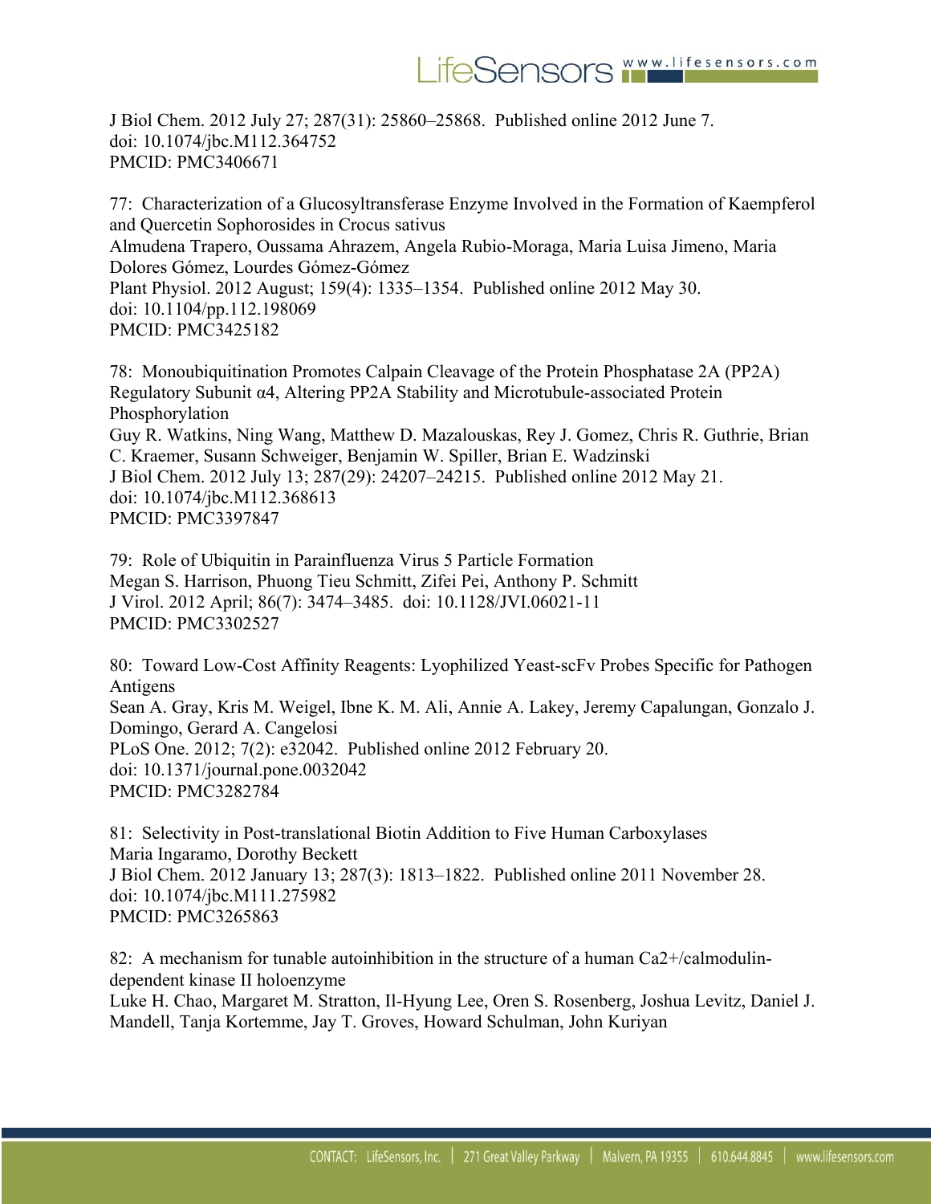J Biol Chem. 2012 July 27; 287(31): 25860–25868. Published online 2012 June 7.
doi: 10.1074/jbc.M112.364752
PMCID: PMC3406671

77: Characterization of a Glucosyltransferase Enzyme Involved in the Formation of Kaempferol and Quercetin Sophorosides in Crocus sativus
Almudena Trapero, Oussama Ahrazem, Angela Rubio-Moraga, Maria Luisa Jimeno, Maria Dolores Gómez, Lourdes Gómez-Gómez
Plant Physiol. 2012 August; 159(4): 1335–1354. Published online 2012 May 30.
doi: 10.1104/pp.112.198069
PMCID: PMC3425182

78: Monoubiquitination Promotes Calpain Cleavage of the Protein Phosphatase 2A (PP2A) Regulatory Subunit α4, Altering PP2A Stability and Microtubule-associated Protein Phosphorylation
Guy R. Watkins, Ning Wang, Matthew D. Mazalouskas, Rey J. Gomez, Chris R. Guthrie, Brian C. Kraemer, Susann Schweiger, Benjamin W. Spiller, Brian E. Wadzinski
J Biol Chem. 2012 July 13; 287(29): 24207–24215. Published online 2012 May 21.
doi: 10.1074/jbc.M112.368613
PMCID: PMC3397847

79: Role of Ubiquitin in Parainfluenza Virus 5 Particle Formation
Megan S. Harrison, Phuong Tieu Schmitt, Zifei Pei, Anthony P. Schmitt
J Virol. 2012 April; 86(7): 3474–3485. doi: 10.1128/JVI.06021-11
PMCID: PMC3302527

80: Toward Low-Cost Affinity Reagents: Lyophilized Yeast-scFv Probes Specific for Pathogen Antigens
Sean A. Gray, Kris M. Weigel, Ibne K. M. Ali, Annie A. Lakey, Jeremy Capalungan, Gonzalo J. Domingo, Gerard A. Cangelosi
PLoS One. 2012; 7(2): e32042. Published online 2012 February 20.
doi: 10.1371/journal.pone.0032042
PMCID: PMC3282784

81: Selectivity in Post-translational Biotin Addition to Five Human Carboxylases
Maria Ingaramo, Dorothy Beckett
J Biol Chem. 2012 January 13; 287(3): 1813–1822. Published online 2011 November 28.
doi: 10.1074/jbc.M111.275982
PMCID: PMC3265863

82: A mechanism for tunable autoinhibition in the structure of a human Ca2+/calmodulin-dependent kinase II holoenzyme
Luke H. Chao, Margaret M. Stratton, Il-Hyung Lee, Oren S. Rosenberg, Joshua Levitz, Daniel J. Mandell, Tanja Kortemme, Jay T. Groves, Howard Schulman, John Kuriyan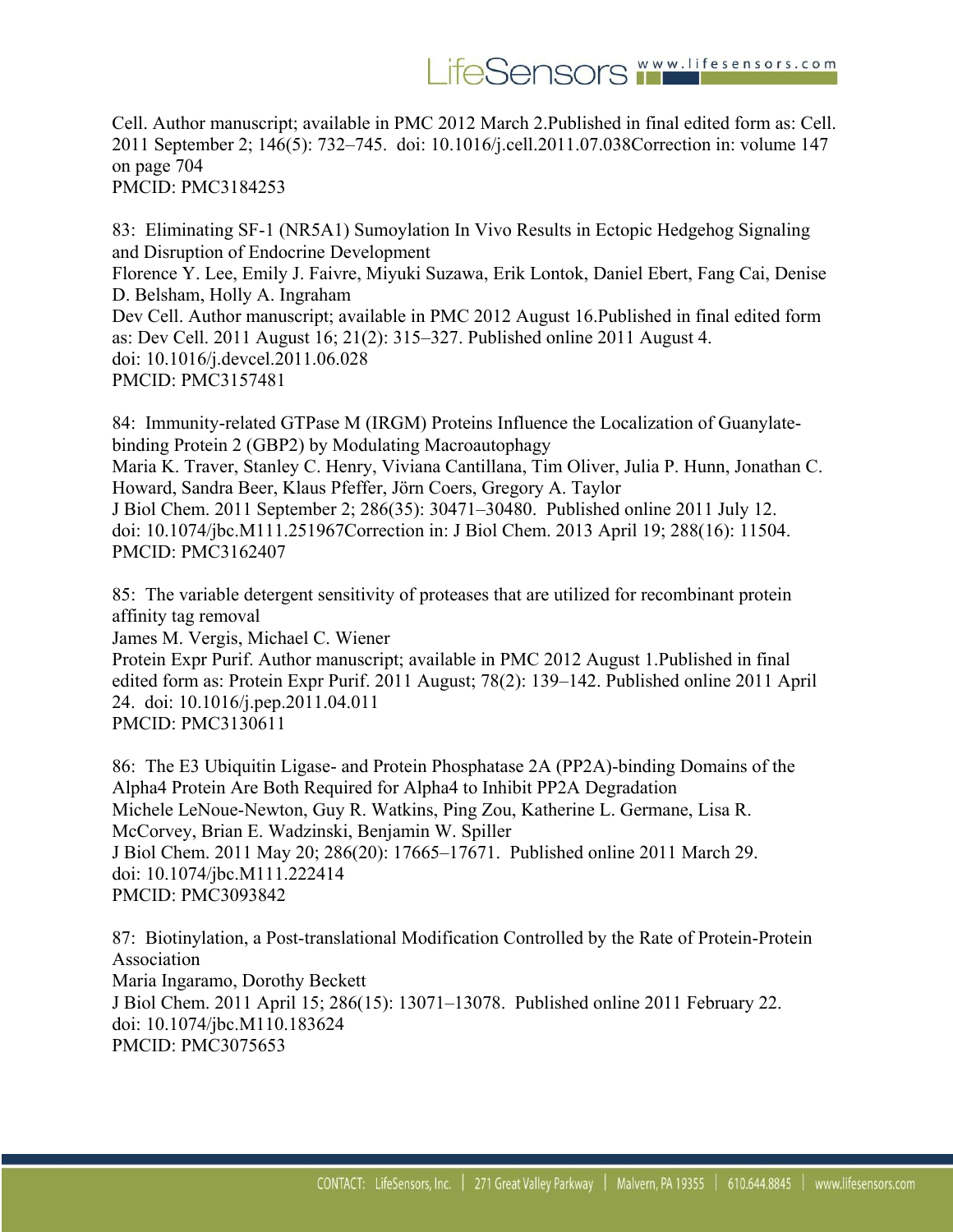Cell. Author manuscript; available in PMC 2012 March 2.Published in final edited form as: Cell. 2011 September 2; 146(5): 732–745. doi: 10.1016/j.cell.2011.07.038Correction in: volume 147 on page 704
PMCID: PMC3184253

83: Eliminating SF-1 (NR5A1) Sumoylation In Vivo Results in Ectopic Hedgehog Signaling and Disruption of Endocrine Development
Florence Y. Lee, Emily J. Faivre, Miyuki Suzawa, Erik Lontok, Daniel Ebert, Fang Cai, Denise D. Belsham, Holly A. Ingraham
Dev Cell. Author manuscript; available in PMC 2012 August 16.Published in final edited form as: Dev Cell. 2011 August 16; 21(2): 315–327. Published online 2011 August 4.
doi: 10.1016/j.devcel.2011.06.028
PMCID: PMC3157481

84: Immunity-related GTPase M (IRGM) Proteins Influence the Localization of Guanylate-binding Protein 2 (GBP2) by Modulating Macroautophagy
Maria K. Traver, Stanley C. Henry, Viviana Cantillana, Tim Oliver, Julia P. Hunn, Jonathan C. Howard, Sandra Beer, Klaus Pfeffer, Jörn Coers, Gregory A. Taylor
J Biol Chem. 2011 September 2; 286(35): 30471–30480. Published online 2011 July 12.
doi: 10.1074/jbc.M111.251967Correction in: J Biol Chem. 2013 April 19; 288(16): 11504.
PMCID: PMC3162407

85: The variable detergent sensitivity of proteases that are utilized for recombinant protein affinity tag removal
James M. Vergis, Michael C. Wiener
Protein Expr Purif. Author manuscript; available in PMC 2012 August 1.Published in final edited form as: Protein Expr Purif. 2011 August; 78(2): 139–142. Published online 2011 April 24. doi: 10.1016/j.pep.2011.04.011
PMCID: PMC3130611

86: The E3 Ubiquitin Ligase- and Protein Phosphatase 2A (PP2A)-binding Domains of the Alpha4 Protein Are Both Required for Alpha4 to Inhibit PP2A Degradation
Michele LeNoue-Newton, Guy R. Watkins, Ping Zou, Katherine L. Germane, Lisa R. McCorvey, Brian E. Wadzinski, Benjamin W. Spiller
J Biol Chem. 2011 May 20; 286(20): 17665–17671. Published online 2011 March 29.
doi: 10.1074/jbc.M111.222414
PMCID: PMC3093842

87: Biotinylation, a Post-translational Modification Controlled by the Rate of Protein-Protein Association
Maria Ingaramo, Dorothy Beckett
J Biol Chem. 2011 April 15; 286(15): 13071–13078. Published online 2011 February 22.
doi: 10.1074/jbc.M110.183624
PMCID: PMC3075653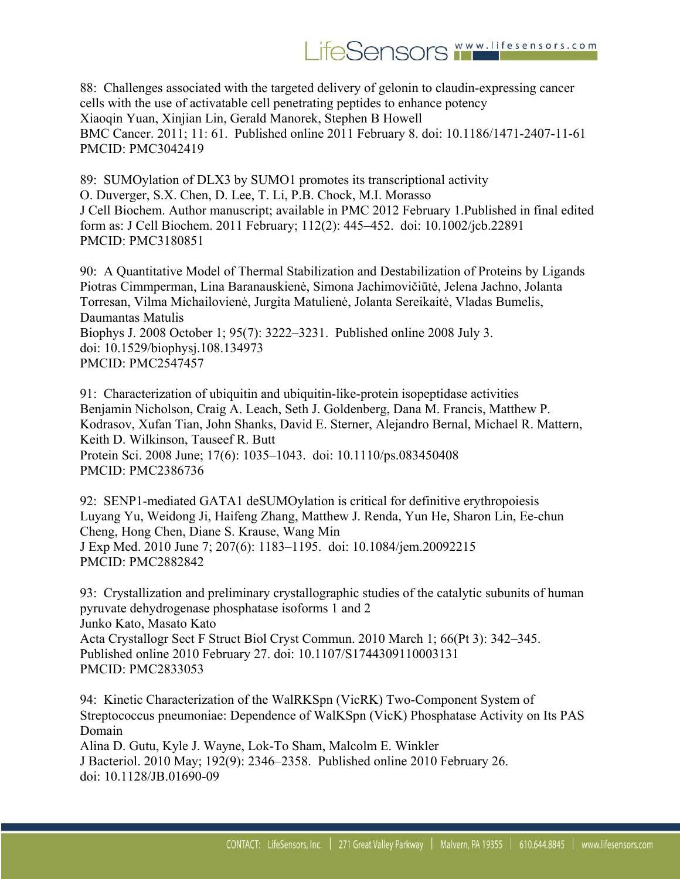88: Challenges associated with the targeted delivery of gelonin to claudin-expressing cancer cells with the use of activatable cell penetrating peptides to enhance potency
Xiaoqin Yuan, Xinjian Lin, Gerald Manorek, Stephen B Howell
BMC Cancer. 2011; 11: 61. Published online 2011 February 8. doi: 10.1186/1471-2407-11-61
PMCID: PMC3042419

89: SUMOylation of DLX3 by SUMO1 promotes its transcriptional activity
O. Duverger, S.X. Chen, D. Lee, T. Li, P.B. Chock, M.I. Morasso
J Cell Biochem. Author manuscript; available in PMC 2012 February 1.Published in final edited form as: J Cell Biochem. 2011 February; 112(2): 445–452. doi: 10.1002/jcb.22891
PMCID: PMC3180851

90: A Quantitative Model of Thermal Stabilization and Destabilization of Proteins by Ligands
Piotras Cimmperman, Lina Baranauskienė, Simona Jachimovičiūtė, Jelena Jachno, Jolanta Torresan, Vilma Michailovienė, Jurgita Matulienė, Jolanta Sereikaitė, Vladas Bumelis, Daumantas Matulis
Biophys J. 2008 October 1; 95(7): 3222–3231. Published online 2008 July 3.
doi: 10.1529/biophysj.108.134973
PMCID: PMC2547457

91: Characterization of ubiquitin and ubiquitin-like-protein isopeptidase activities
Benjamin Nicholson, Craig A. Leach, Seth J. Goldenberg, Dana M. Francis, Matthew P. Kodrasov, Xufan Tian, John Shanks, David E. Sterner, Alejandro Bernal, Michael R. Mattern, Keith D. Wilkinson, Tauseef R. Butt
Protein Sci. 2008 June; 17(6): 1035–1043. doi: 10.1110/ps.083450408
PMCID: PMC2386736

92: SENP1-mediated GATA1 deSUMOylation is critical for definitive erythropoiesis
Luyang Yu, Weidong Ji, Haifeng Zhang, Matthew J. Renda, Yun He, Sharon Lin, Ee-chun Cheng, Hong Chen, Diane S. Krause, Wang Min
J Exp Med. 2010 June 7; 207(6): 1183–1195. doi: 10.1084/jem.20092215
PMCID: PMC2882842

93: Crystallization and preliminary crystallographic studies of the catalytic subunits of human pyruvate dehydrogenase phosphatase isoforms 1 and 2
Junko Kato, Masato Kato
Acta Crystallogr Sect F Struct Biol Cryst Commun. 2010 March 1; 66(Pt 3): 342–345.
Published online 2010 February 27. doi: 10.1107/S1744309110003131
PMCID: PMC2833053

94: Kinetic Characterization of the WalRKSpn (VicRK) Two-Component System of Streptococcus pneumoniae: Dependence of WalKSpn (VicK) Phosphatase Activity on Its PAS Domain
Alina D. Gutu, Kyle J. Wayne, Lok-To Sham, Malcolm E. Winkler
J Bacteriol. 2010 May; 192(9): 2346–2358. Published online 2010 February 26.
doi: 10.1128/JB.01690-09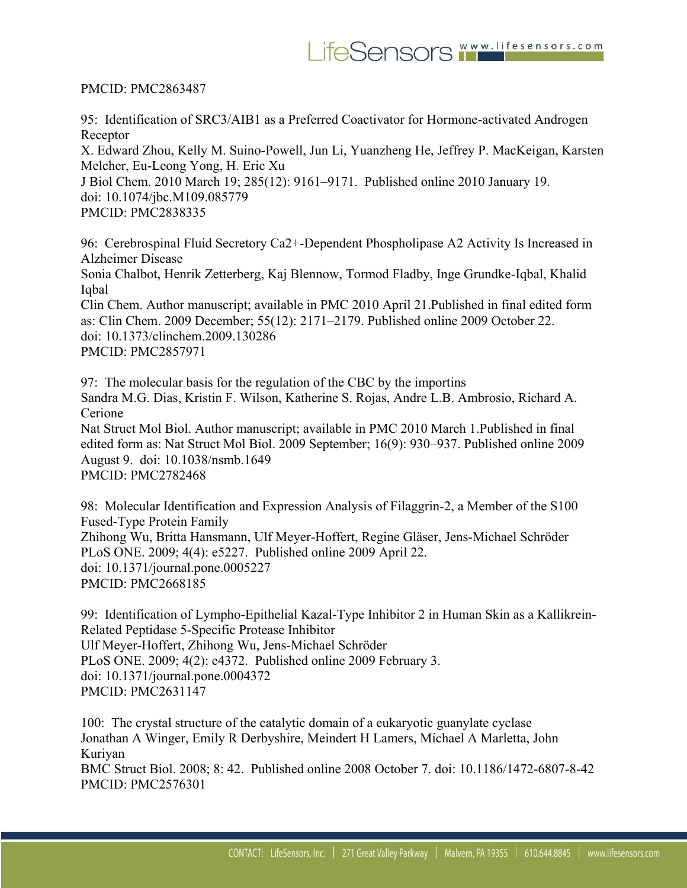PMCID: PMC2863487

95: Identification of SRC3/AIB1 as a Preferred Coactivator for Hormone-activated Androgen Receptor
X. Edward Zhou, Kelly M. Suino-Powell, Jun Li, Yuanzheng He, Jeffrey P. MacKeigan, Karsten Melcher, Eu-Leong Yong, H. Eric Xu
J Biol Chem. 2010 March 19; 285(12): 9161–9171. Published online 2010 January 19.
doi: 10.1074/jbc.M109.085779
PMCID: PMC2838335

96: Cerebrospinal Fluid Secretory Ca2+-Dependent Phospholipase A2 Activity Is Increased in Alzheimer Disease
Sonia Chalbot, Henrik Zetterberg, Kaj Blennow, Tormod Fladby, Inge Grundke-Iqbal, Khalid Iqbal
Clin Chem. Author manuscript; available in PMC 2010 April 21.Published in final edited form as: Clin Chem. 2009 December; 55(12): 2171–2179. Published online 2009 October 22.
doi: 10.1373/clinchem.2009.130286
PMCID: PMC2857971

97: The molecular basis for the regulation of the CBC by the importins
Sandra M.G. Dias, Kristin F. Wilson, Katherine S. Rojas, Andre L.B. Ambrosio, Richard A. Cerione
Nat Struct Mol Biol. Author manuscript; available in PMC 2010 March 1.Published in final edited form as: Nat Struct Mol Biol. 2009 September; 16(9): 930–937. Published online 2009 August 9. doi: 10.1038/nsmb.1649
PMCID: PMC2782468

98: Molecular Identification and Expression Analysis of Filaggrin-2, a Member of the S100 Fused-Type Protein Family
Zhihong Wu, Britta Hansmann, Ulf Meyer-Hoffert, Regine Gläser, Jens-Michael Schröder
PLoS ONE. 2009; 4(4): e5227. Published online 2009 April 22.
doi: 10.1371/journal.pone.0005227
PMCID: PMC2668185

99: Identification of Lympho-Epithelial Kazal-Type Inhibitor 2 in Human Skin as a Kallikrein-Related Peptidase 5-Specific Protease Inhibitor
Ulf Meyer-Hoffert, Zhihong Wu, Jens-Michael Schröder
PLoS ONE. 2009; 4(2): e4372. Published online 2009 February 3.
doi: 10.1371/journal.pone.0004372
PMCID: PMC2631147

100: The crystal structure of the catalytic domain of a eukaryotic guanylate cyclase
Jonathan A Winger, Emily R Derbyshire, Meindert H Lamers, Michael A Marletta, John Kuriyan
BMC Struct Biol. 2008; 8: 42. Published online 2008 October 7. doi: 10.1186/1472-6807-8-42
PMCID: PMC2576301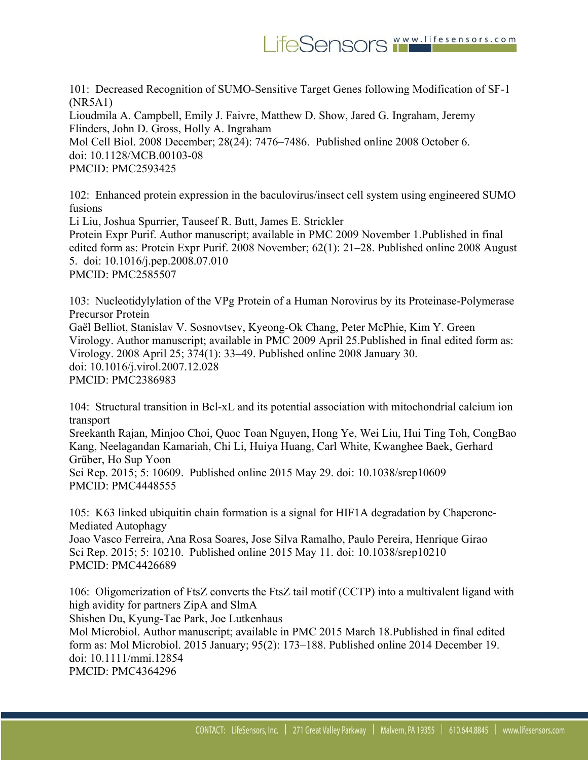101: Decreased Recognition of SUMO-Sensitive Target Genes following Modification of SF-1 (NR5A1)
Lioudmila A. Campbell, Emily J. Faivre, Matthew D. Show, Jared G. Ingraham, Jeremy Flinders, John D. Gross, Holly A. Ingraham
Mol Cell Biol. 2008 December; 28(24): 7476–7486. Published online 2008 October 6.
doi: 10.1128/MCB.00103-08
PMCID: PMC2593425

102: Enhanced protein expression in the baculovirus/insect cell system using engineered SUMO fusions
Li Liu, Joshua Spurrier, Tauseef R. Butt, James E. Strickler
Protein Expr Purif. Author manuscript; available in PMC 2009 November 1.Published in final edited form as: Protein Expr Purif. 2008 November; 62(1): 21–28. Published online 2008 August 5. doi: 10.1016/j.pep.2008.07.010
PMCID: PMC2585507

103: Nucleotidylylation of the VPg Protein of a Human Norovirus by its Proteinase-Polymerase Precursor Protein
Gaël Belliot, Stanislav V. Sosnovtsev, Kyeong-Ok Chang, Peter McPhie, Kim Y. Green
Virology. Author manuscript; available in PMC 2009 April 25.Published in final edited form as: Virology. 2008 April 25; 374(1): 33–49. Published online 2008 January 30.
doi: 10.1016/j.virol.2007.12.028
PMCID: PMC2386983

104: Structural transition in Bcl-xL and its potential association with mitochondrial calcium ion transport
Sreekanth Rajan, Minjoo Choi, Quoc Toan Nguyen, Hong Ye, Wei Liu, Hui Ting Toh, CongBao Kang, Neelagandan Kamariah, Chi Li, Huiya Huang, Carl White, Kwanghee Baek, Gerhard Grüber, Ho Sup Yoon
Sci Rep. 2015; 5: 10609. Published online 2015 May 29. doi: 10.1038/srep10609
PMCID: PMC4448555

105: K63 linked ubiquitin chain formation is a signal for HIF1A degradation by Chaperone-Mediated Autophagy
Joao Vasco Ferreira, Ana Rosa Soares, Jose Silva Ramalho, Paulo Pereira, Henrique Girao
Sci Rep. 2015; 5: 10210. Published online 2015 May 11. doi: 10.1038/srep10210
PMCID: PMC4426689

106: Oligomerization of FtsZ converts the FtsZ tail motif (CCTP) into a multivalent ligand with high avidity for partners ZipA and SlmA
Shishen Du, Kyung-Tae Park, Joe Lutkenhaus
Mol Microbiol. Author manuscript; available in PMC 2015 March 18.Published in final edited form as: Mol Microbiol. 2015 January; 95(2): 173–188. Published online 2014 December 19.
doi: 10.1111/mmi.12854
PMCID: PMC4364296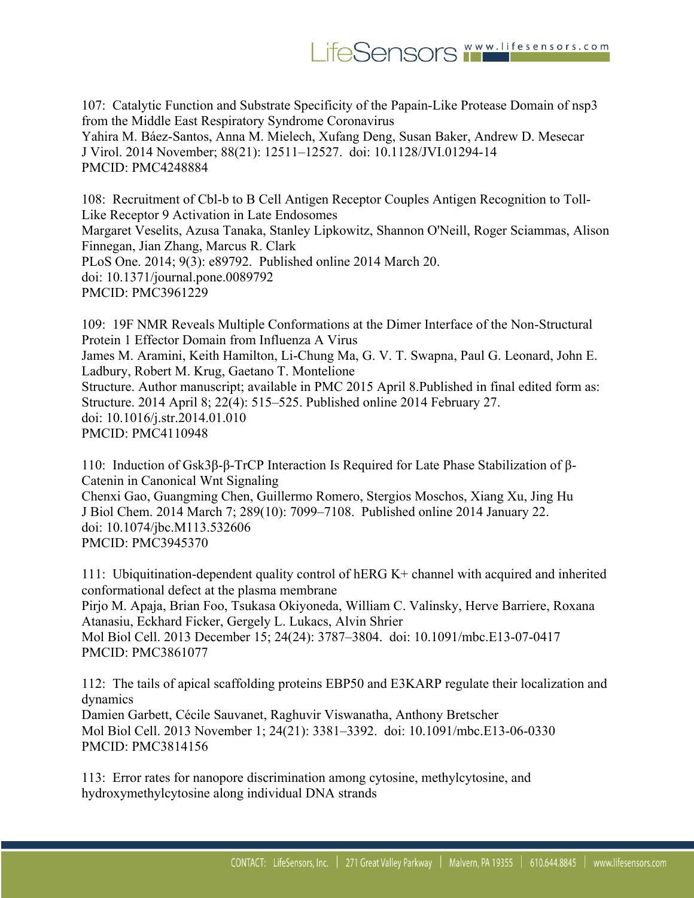107: Catalytic Function and Substrate Specificity of the Papain-Like Protease Domain of nsp3 from the Middle East Respiratory Syndrome Coronavirus
Yahira M. Báez-Santos, Anna M. Mielech, Xufang Deng, Susan Baker, Andrew D. Mesecar
J Virol. 2014 November; 88(21): 12511–12527. doi: 10.1128/JVI.01294-14
PMCID: PMC4248884

108: Recruitment of Cbl-b to B Cell Antigen Receptor Couples Antigen Recognition to Toll-Like Receptor 9 Activation in Late Endosomes
Margaret Veselits, Azusa Tanaka, Stanley Lipkowitz, Shannon O'Neill, Roger Sciammas, Alison Finnegan, Jian Zhang, Marcus R. Clark
PLoS One. 2014; 9(3): e89792. Published online 2014 March 20.
doi: 10.1371/journal.pone.0089792
PMCID: PMC3961229

109: 19F NMR Reveals Multiple Conformations at the Dimer Interface of the Non-Structural Protein 1 Effector Domain from Influenza A Virus
James M. Aramini, Keith Hamilton, Li-Chung Ma, G. V. T. Swapna, Paul G. Leonard, John E. Ladbury, Robert M. Krug, Gaetano T. Montelione
Structure. Author manuscript; available in PMC 2015 April 8.Published in final edited form as: Structure. 2014 April 8; 22(4): 515–525. Published online 2014 February 27.
doi: 10.1016/j.str.2014.01.010
PMCID: PMC4110948

110: Induction of Gsk3β-β-TrCP Interaction Is Required for Late Phase Stabilization of β-Catenin in Canonical Wnt Signaling
Chenxi Gao, Guangming Chen, Guillermo Romero, Stergios Moschos, Xiang Xu, Jing Hu
J Biol Chem. 2014 March 7; 289(10): 7099–7108. Published online 2014 January 22.
doi: 10.1074/jbc.M113.532606
PMCID: PMC3945370

111: Ubiquitination-dependent quality control of hERG K+ channel with acquired and inherited conformational defect at the plasma membrane
Pirjo M. Apaja, Brian Foo, Tsukasa Okiyoneda, William C. Valinsky, Herve Barriere, Roxana Atanasiu, Eckhard Ficker, Gergely L. Lukacs, Alvin Shrier
Mol Biol Cell. 2013 December 15; 24(24): 3787–3804. doi: 10.1091/mbc.E13-07-0417
PMCID: PMC3861077

112: The tails of apical scaffolding proteins EBP50 and E3KARP regulate their localization and dynamics
Damien Garbett, Cécile Sauvanet, Raghuvir Viswanatha, Anthony Bretscher
Mol Biol Cell. 2013 November 1; 24(21): 3381–3392. doi: 10.1091/mbc.E13-06-0330
PMCID: PMC3814156

113: Error rates for nanopore discrimination among cytosine, methylcytosine, and hydroxymethylcytosine along individual DNA strands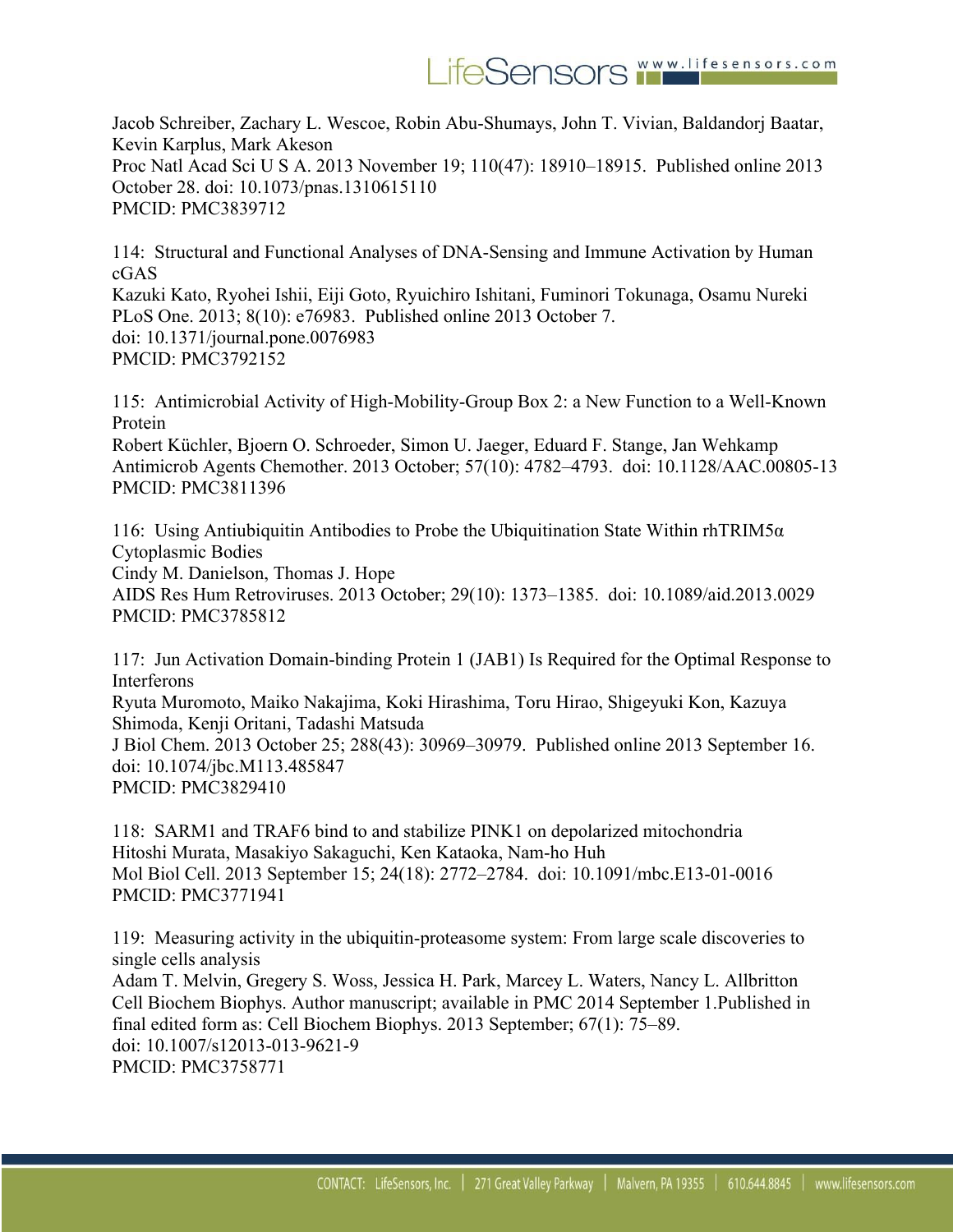Jacob Schreiber, Zachary L. Wescoe, Robin Abu-Shumays, John T. Vivian, Baldandorj Baatar, Kevin Karplus, Mark Akeson
Proc Natl Acad Sci U S A. 2013 November 19; 110(47): 18910–18915. Published online 2013 October 28. doi: 10.1073/pnas.1310615110
PMCID: PMC3839712

114: Structural and Functional Analyses of DNA-Sensing and Immune Activation by Human cGAS
Kazuki Kato, Ryohei Ishii, Eiji Goto, Ryuichiro Ishitani, Fuminori Tokunaga, Osamu Nureki
PLoS One. 2013; 8(10): e76983. Published online 2013 October 7.
doi: 10.1371/journal.pone.0076983
PMCID: PMC3792152

115: Antimicrobial Activity of High-Mobility-Group Box 2: a New Function to a Well-Known Protein
Robert Küchler, Bjoern O. Schroeder, Simon U. Jaeger, Eduard F. Stange, Jan Wehkamp
Antimicrob Agents Chemother. 2013 October; 57(10): 4782–4793. doi: 10.1128/AAC.00805-13
PMCID: PMC3811396

116: Using Antiubiquitin Antibodies to Probe the Ubiquitination State Within rhTRIM5α Cytoplasmic Bodies
Cindy M. Danielson, Thomas J. Hope
AIDS Res Hum Retroviruses. 2013 October; 29(10): 1373–1385. doi: 10.1089/aid.2013.0029
PMCID: PMC3785812

117: Jun Activation Domain-binding Protein 1 (JAB1) Is Required for the Optimal Response to Interferons
Ryuta Muromoto, Maiko Nakajima, Koki Hirashima, Toru Hirao, Shigeyuki Kon, Kazuya Shimoda, Kenji Oritani, Tadashi Matsuda
J Biol Chem. 2013 October 25; 288(43): 30969–30979. Published online 2013 September 16.
doi: 10.1074/jbc.M113.485847
PMCID: PMC3829410

118: SARM1 and TRAF6 bind to and stabilize PINK1 on depolarized mitochondria
Hitoshi Murata, Masakiyo Sakaguchi, Ken Kataoka, Nam-ho Huh
Mol Biol Cell. 2013 September 15; 24(18): 2772–2784. doi: 10.1091/mbc.E13-01-0016
PMCID: PMC3771941

119: Measuring activity in the ubiquitin-proteasome system: From large scale discoveries to single cells analysis
Adam T. Melvin, Gregery S. Woss, Jessica H. Park, Marcey L. Waters, Nancy L. Allbritton
Cell Biochem Biophys. Author manuscript; available in PMC 2014 September 1.Published in final edited form as: Cell Biochem Biophys. 2013 September; 67(1): 75–89.
doi: 10.1007/s12013-013-9621-9
PMCID: PMC3758771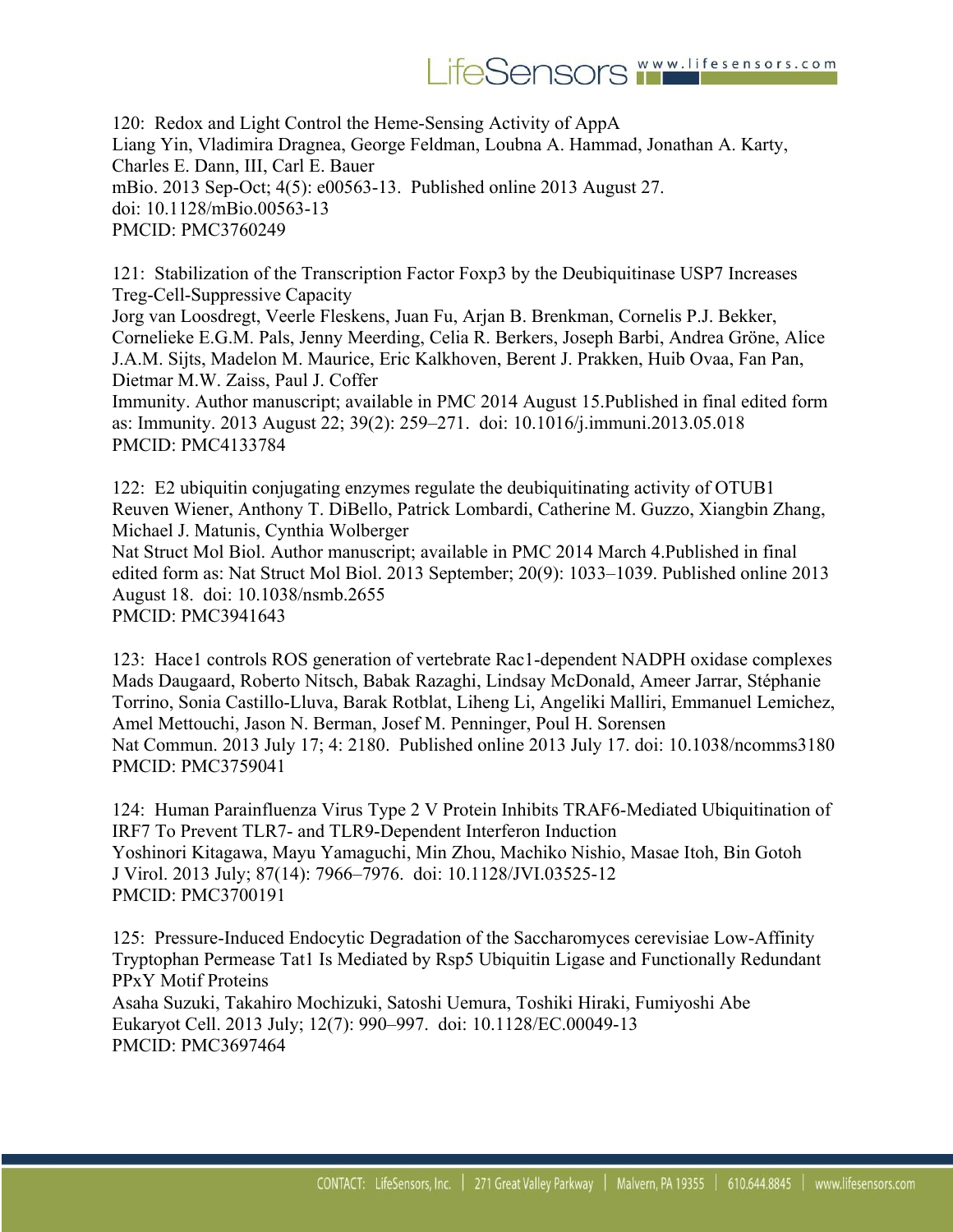120: Redox and Light Control the Heme-Sensing Activity of AppA
Liang Yin, Vladimira Dragnea, George Feldman, Loubna A. Hammad, Jonathan A. Karty, Charles E. Dann, III, Carl E. Bauer
mBio. 2013 Sep-Oct; 4(5): e00563-13. Published online 2013 August 27.
doi: 10.1128/mBio.00563-13
PMCID: PMC3760249

121: Stabilization of the Transcription Factor Foxp3 by the Deubiquitinase USP7 Increases Treg-Cell-Suppressive Capacity
Jorg van Loosdregt, Veerle Fleskens, Juan Fu, Arjan B. Brenkman, Cornelis P.J. Bekker, Cornelieke E.G.M. Pals, Jenny Meerding, Celia R. Berkers, Joseph Barbi, Andrea Gröne, Alice J.A.M. Sijts, Madelon M. Maurice, Eric Kalkhoven, Berent J. Prakken, Huib Ovaa, Fan Pan, Dietmar M.W. Zaiss, Paul J. Coffer
Immunity. Author manuscript; available in PMC 2014 August 15.Published in final edited form as: Immunity. 2013 August 22; 39(2): 259–271. doi: 10.1016/j.immuni.2013.05.018
PMCID: PMC4133784

122: E2 ubiquitin conjugating enzymes regulate the deubiquitinating activity of OTUB1
Reuven Wiener, Anthony T. DiBello, Patrick Lombardi, Catherine M. Guzzo, Xiangbin Zhang, Michael J. Matunis, Cynthia Wolberger
Nat Struct Mol Biol. Author manuscript; available in PMC 2014 March 4.Published in final edited form as: Nat Struct Mol Biol. 2013 September; 20(9): 1033–1039. Published online 2013 August 18. doi: 10.1038/nsmb.2655
PMCID: PMC3941643

123: Hace1 controls ROS generation of vertebrate Rac1-dependent NADPH oxidase complexes
Mads Daugaard, Roberto Nitsch, Babak Razaghi, Lindsay McDonald, Ameer Jarrar, Stéphanie Torrino, Sonia Castillo-Lluva, Barak Rotblat, Liheng Li, Angeliki Malliri, Emmanuel Lemichez, Amel Mettouchi, Jason N. Berman, Josef M. Penninger, Poul H. Sorensen
Nat Commun. 2013 July 17; 4: 2180. Published online 2013 July 17. doi: 10.1038/ncomms3180
PMCID: PMC3759041

124: Human Parainfluenza Virus Type 2 V Protein Inhibits TRAF6-Mediated Ubiquitination of IRF7 To Prevent TLR7- and TLR9-Dependent Interferon Induction
Yoshinori Kitagawa, Mayu Yamaguchi, Min Zhou, Machiko Nishio, Masae Itoh, Bin Gotoh
J Virol. 2013 July; 87(14): 7966–7976. doi: 10.1128/JVI.03525-12
PMCID: PMC3700191

125: Pressure-Induced Endocytic Degradation of the Saccharomyces cerevisiae Low-Affinity Tryptophan Permease Tat1 Is Mediated by Rsp5 Ubiquitin Ligase and Functionally Redundant PPxY Motif Proteins
Asaha Suzuki, Takahiro Mochizuki, Satoshi Uemura, Toshiki Hiraki, Fumiyoshi Abe
Eukaryot Cell. 2013 July; 12(7): 990–997. doi: 10.1128/EC.00049-13
PMCID: PMC3697464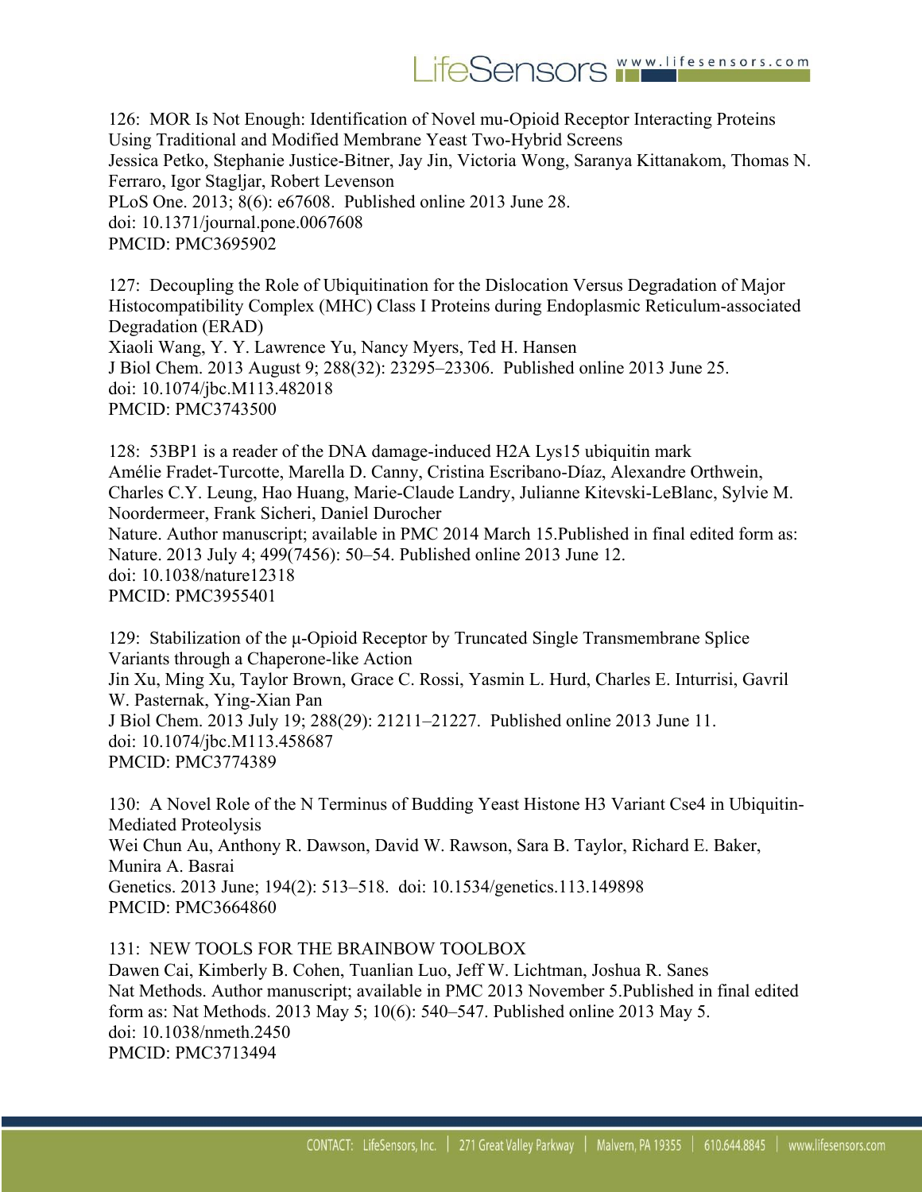126: MOR Is Not Enough: Identification of Novel mu-Opioid Receptor Interacting Proteins Using Traditional and Modified Membrane Yeast Two-Hybrid Screens
Jessica Petko, Stephanie Justice-Bitner, Jay Jin, Victoria Wong, Saranya Kittanakom, Thomas N. Ferraro, Igor Stagljar, Robert Levenson
PLoS One. 2013; 8(6): e67608. Published online 2013 June 28.
doi: 10.1371/journal.pone.0067608
PMCID: PMC3695902

127: Decoupling the Role of Ubiquitination for the Dislocation Versus Degradation of Major Histocompatibility Complex (MHC) Class I Proteins during Endoplasmic Reticulum-associated Degradation (ERAD)
Xiaoli Wang, Y. Y. Lawrence Yu, Nancy Myers, Ted H. Hansen
J Biol Chem. 2013 August 9; 288(32): 23295–23306. Published online 2013 June 25.
doi: 10.1074/jbc.M113.482018
PMCID: PMC3743500

128: 53BP1 is a reader of the DNA damage-induced H2A Lys15 ubiquitin mark
Amélie Fradet-Turcotte, Marella D. Canny, Cristina Escribano-Díaz, Alexandre Orthwein, Charles C.Y. Leung, Hao Huang, Marie-Claude Landry, Julianne Kitevski-LeBlanc, Sylvie M. Noordermeer, Frank Sicheri, Daniel Durocher
Nature. Author manuscript; available in PMC 2014 March 15.Published in final edited form as: Nature. 2013 July 4; 499(7456): 50–54. Published online 2013 June 12.
doi: 10.1038/nature12318
PMCID: PMC3955401

129: Stabilization of the μ-Opioid Receptor by Truncated Single Transmembrane Splice Variants through a Chaperone-like Action
Jin Xu, Ming Xu, Taylor Brown, Grace C. Rossi, Yasmin L. Hurd, Charles E. Inturrisi, Gavril W. Pasternak, Ying-Xian Pan
J Biol Chem. 2013 July 19; 288(29): 21211–21227. Published online 2013 June 11.
doi: 10.1074/jbc.M113.458687
PMCID: PMC3774389

130: A Novel Role of the N Terminus of Budding Yeast Histone H3 Variant Cse4 in Ubiquitin-Mediated Proteolysis
Wei Chun Au, Anthony R. Dawson, David W. Rawson, Sara B. Taylor, Richard E. Baker, Munira A. Basrai
Genetics. 2013 June; 194(2): 513–518. doi: 10.1534/genetics.113.149898
PMCID: PMC3664860

131: NEW TOOLS FOR THE BRAINBOW TOOLBOX
Dawen Cai, Kimberly B. Cohen, Tuanlian Luo, Jeff W. Lichtman, Joshua R. Sanes
Nat Methods. Author manuscript; available in PMC 2013 November 5.Published in final edited form as: Nat Methods. 2013 May 5; 10(6): 540–547. Published online 2013 May 5.
doi: 10.1038/nmeth.2450
PMCID: PMC3713494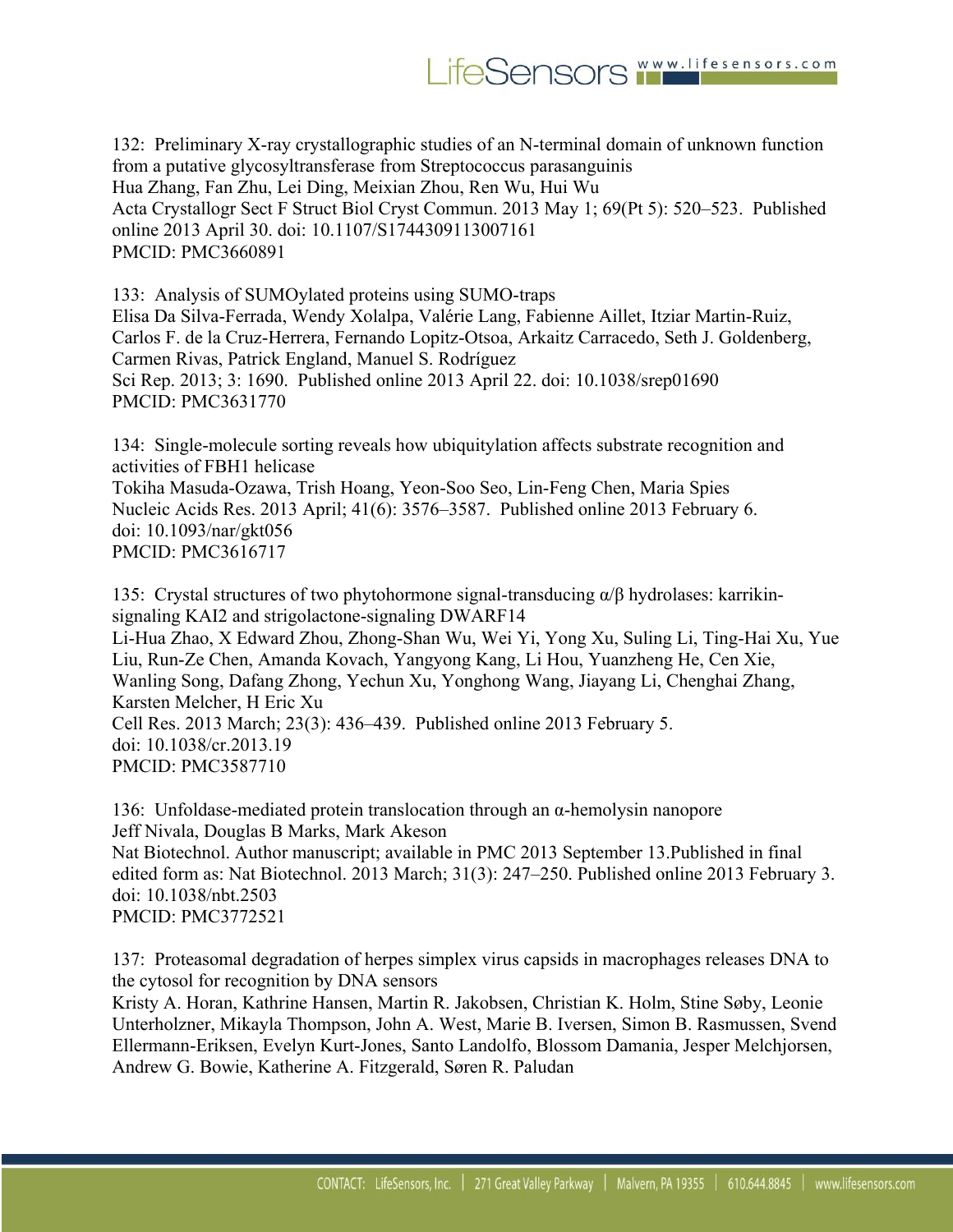132: Preliminary X-ray crystallographic studies of an N-terminal domain of unknown function from a putative glycosyltransferase from Streptococcus parasanguinis
Hua Zhang, Fan Zhu, Lei Ding, Meixian Zhou, Ren Wu, Hui Wu
Acta Crystallogr Sect F Struct Biol Cryst Commun. 2013 May 1; 69(Pt 5): 520–523. Published online 2013 April 30. doi: 10.1107/S1744309113007161
PMCID: PMC3660891

133: Analysis of SUMOylated proteins using SUMO-traps
Elisa Da Silva-Ferrada, Wendy Xolalpa, Valérie Lang, Fabienne Aillet, Itziar Martin-Ruiz, Carlos F. de la Cruz-Herrera, Fernando Lopitz-Otsoa, Arkaitz Carracedo, Seth J. Goldenberg, Carmen Rivas, Patrick England, Manuel S. Rodríguez
Sci Rep. 2013; 3: 1690. Published online 2013 April 22. doi: 10.1038/srep01690
PMCID: PMC3631770

134: Single-molecule sorting reveals how ubiquitylation affects substrate recognition and activities of FBH1 helicase
Tokiha Masuda-Ozawa, Trish Hoang, Yeon-Soo Seo, Lin-Feng Chen, Maria Spies
Nucleic Acids Res. 2013 April; 41(6): 3576–3587. Published online 2013 February 6.
doi: 10.1093/nar/gkt056
PMCID: PMC3616717

135: Crystal structures of two phytohormone signal-transducing α/β hydrolases: karrikin-signaling KAI2 and strigolactone-signaling DWARF14
Li-Hua Zhao, X Edward Zhou, Zhong-Shan Wu, Wei Yi, Yong Xu, Suling Li, Ting-Hai Xu, Yue Liu, Run-Ze Chen, Amanda Kovach, Yangyong Kang, Li Hou, Yuanzheng He, Cen Xie, Wanling Song, Dafang Zhong, Yechun Xu, Yonghong Wang, Jiayang Li, Chenghai Zhang, Karsten Melcher, H Eric Xu
Cell Res. 2013 March; 23(3): 436–439. Published online 2013 February 5.
doi: 10.1038/cr.2013.19
PMCID: PMC3587710

136: Unfoldase-mediated protein translocation through an α-hemolysin nanopore
Jeff Nivala, Douglas B Marks, Mark Akeson
Nat Biotechnol. Author manuscript; available in PMC 2013 September 13.Published in final edited form as: Nat Biotechnol. 2013 March; 31(3): 247–250. Published online 2013 February 3.
doi: 10.1038/nbt.2503
PMCID: PMC3772521

137: Proteasomal degradation of herpes simplex virus capsids in macrophages releases DNA to the cytosol for recognition by DNA sensors
Kristy A. Horan, Kathrine Hansen, Martin R. Jakobsen, Christian K. Holm, Stine Søby, Leonie Unterholzner, Mikayla Thompson, John A. West, Marie B. Iversen, Simon B. Rasmussen, Svend Ellermann-Eriksen, Evelyn Kurt-Jones, Santo Landolfo, Blossom Damania, Jesper Melchjorsen, Andrew G. Bowie, Katherine A. Fitzgerald, Søren R. Paludan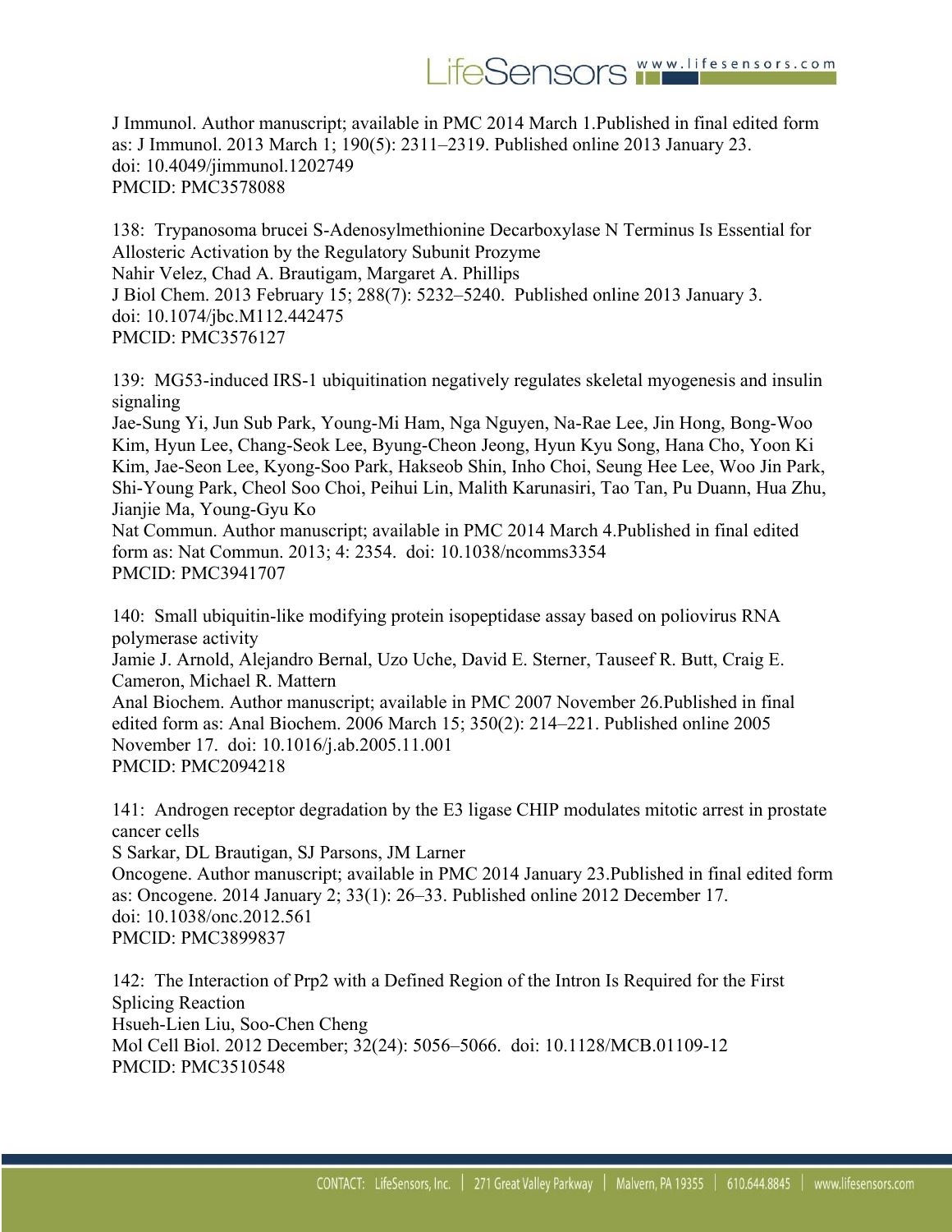J Immunol. Author manuscript; available in PMC 2014 March 1.Published in final edited form as: J Immunol. 2013 March 1; 190(5): 2311–2319. Published online 2013 January 23.
doi: 10.4049/jimmunol.1202749
PMCID: PMC3578088

138: Trypanosoma brucei S-Adenosylmethionine Decarboxylase N Terminus Is Essential for Allosteric Activation by the Regulatory Subunit Prozyme
Nahir Velez, Chad A. Brautigam, Margaret A. Phillips
J Biol Chem. 2013 February 15; 288(7): 5232–5240. Published online 2013 January 3.
doi: 10.1074/jbc.M112.442475
PMCID: PMC3576127

139: MG53-induced IRS-1 ubiquitination negatively regulates skeletal myogenesis and insulin signaling
Jae-Sung Yi, Jun Sub Park, Young-Mi Ham, Nga Nguyen, Na-Rae Lee, Jin Hong, Bong-Woo Kim, Hyun Lee, Chang-Seok Lee, Byung-Cheon Jeong, Hyun Kyu Song, Hana Cho, Yoon Ki Kim, Jae-Seon Lee, Kyong-Soo Park, Hakseob Shin, Inho Choi, Seung Hee Lee, Woo Jin Park, Shi-Young Park, Cheol Soo Choi, Peihui Lin, Malith Karunasiri, Tao Tan, Pu Duann, Hua Zhu, Jianjie Ma, Young-Gyu Ko
Nat Commun. Author manuscript; available in PMC 2014 March 4.Published in final edited form as: Nat Commun. 2013; 4: 2354. doi: 10.1038/ncomms3354
PMCID: PMC3941707

140: Small ubiquitin-like modifying protein isopeptidase assay based on poliovirus RNA polymerase activity
Jamie J. Arnold, Alejandro Bernal, Uzo Uche, David E. Sterner, Tauseef R. Butt, Craig E. Cameron, Michael R. Mattern
Anal Biochem. Author manuscript; available in PMC 2007 November 26.Published in final edited form as: Anal Biochem. 2006 March 15; 350(2): 214–221. Published online 2005 November 17. doi: 10.1016/j.ab.2005.11.001
PMCID: PMC2094218

141: Androgen receptor degradation by the E3 ligase CHIP modulates mitotic arrest in prostate cancer cells
S Sarkar, DL Brautigan, SJ Parsons, JM Larner
Oncogene. Author manuscript; available in PMC 2014 January 23.Published in final edited form as: Oncogene. 2014 January 2; 33(1): 26–33. Published online 2012 December 17.
doi: 10.1038/onc.2012.561
PMCID: PMC3899837

142: The Interaction of Prp2 with a Defined Region of the Intron Is Required for the First Splicing Reaction
Hsueh-Lien Liu, Soo-Chen Cheng
Mol Cell Biol. 2012 December; 32(24): 5056–5066. doi: 10.1128/MCB.01109-12
PMCID: PMC3510548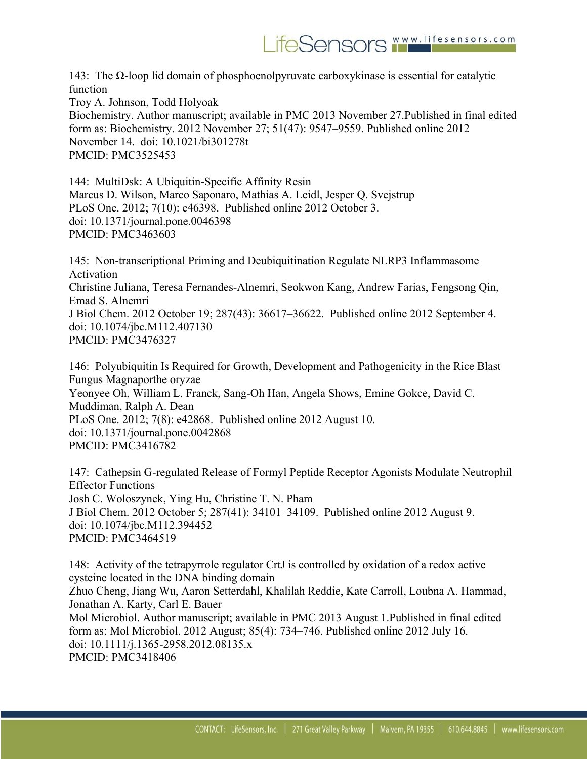143: The Ω-loop lid domain of phosphoenolpyruvate carboxykinase is essential for catalytic function
Troy A. Johnson, Todd Holyoak
Biochemistry. Author manuscript; available in PMC 2013 November 27.Published in final edited form as: Biochemistry. 2012 November 27; 51(47): 9547–9559. Published online 2012 November 14. doi: 10.1021/bi301278t
PMCID: PMC3525453

144: MultiDsk: A Ubiquitin-Specific Affinity Resin
Marcus D. Wilson, Marco Saponaro, Mathias A. Leidl, Jesper Q. Svejstrup
PLoS One. 2012; 7(10): e46398. Published online 2012 October 3.
doi: 10.1371/journal.pone.0046398
PMCID: PMC3463603

145: Non-transcriptional Priming and Deubiquitination Regulate NLRP3 Inflammasome Activation
Christine Juliana, Teresa Fernandes-Alnemri, Seokwon Kang, Andrew Farias, Fengsong Qin, Emad S. Alnemri
J Biol Chem. 2012 October 19; 287(43): 36617–36622. Published online 2012 September 4.
doi: 10.1074/jbc.M112.407130
PMCID: PMC3476327

146: Polyubiquitin Is Required for Growth, Development and Pathogenicity in the Rice Blast Fungus Magnaporthe oryzae
Yeonyee Oh, William L. Franck, Sang-Oh Han, Angela Shows, Emine Gokce, David C. Muddiman, Ralph A. Dean
PLoS One. 2012; 7(8): e42868. Published online 2012 August 10.
doi: 10.1371/journal.pone.0042868
PMCID: PMC3416782

147: Cathepsin G-regulated Release of Formyl Peptide Receptor Agonists Modulate Neutrophil Effector Functions
Josh C. Woloszynek, Ying Hu, Christine T. N. Pham
J Biol Chem. 2012 October 5; 287(41): 34101–34109. Published online 2012 August 9.
doi: 10.1074/jbc.M112.394452
PMCID: PMC3464519

148: Activity of the tetrapyrrole regulator CrtJ is controlled by oxidation of a redox active cysteine located in the DNA binding domain
Zhuo Cheng, Jiang Wu, Aaron Setterdahl, Khalilah Reddie, Kate Carroll, Loubna A. Hammad, Jonathan A. Karty, Carl E. Bauer
Mol Microbiol. Author manuscript; available in PMC 2013 August 1.Published in final edited form as: Mol Microbiol. 2012 August; 85(4): 734–746. Published online 2012 July 16.
doi: 10.1111/j.1365-2958.2012.08135.x
PMCID: PMC3418406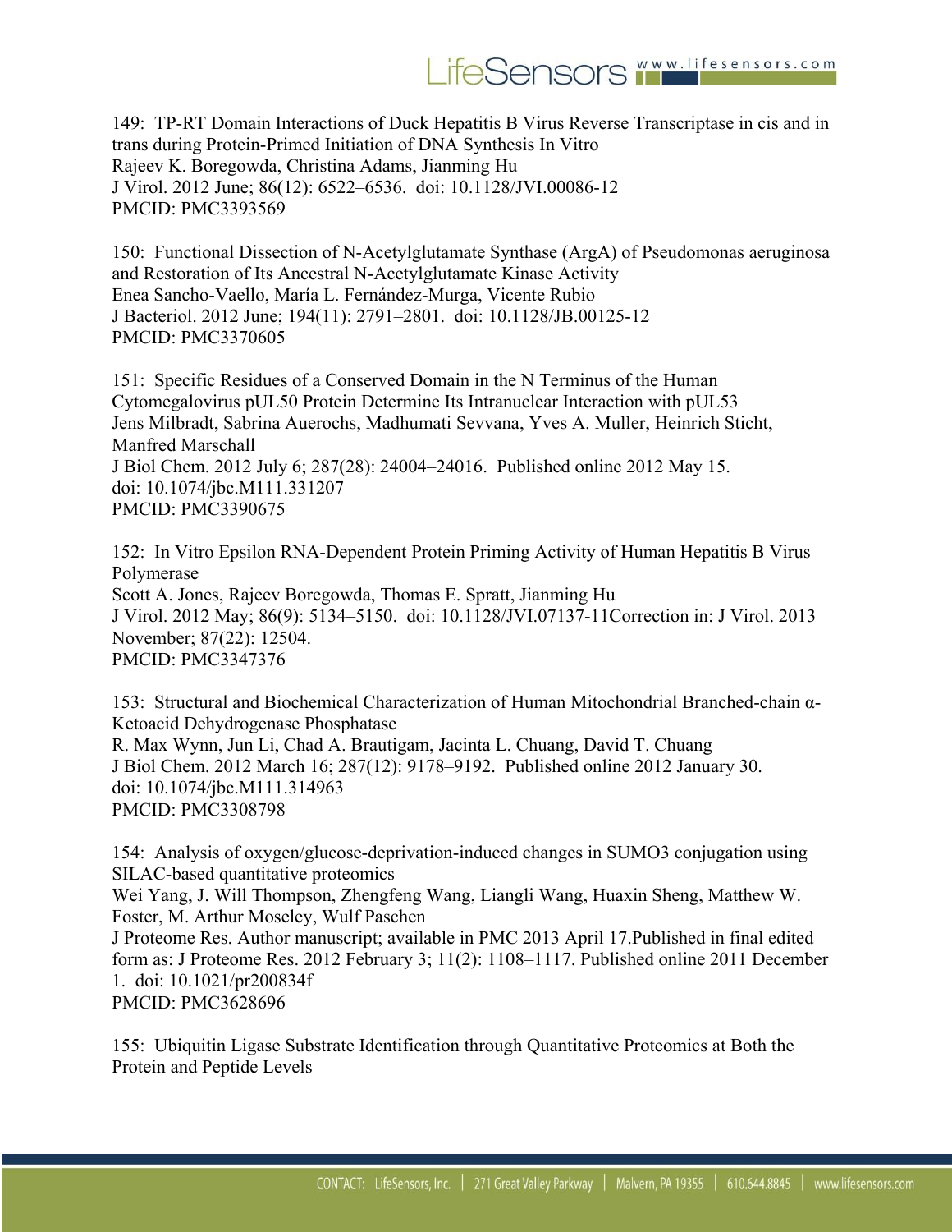149: TP-RT Domain Interactions of Duck Hepatitis B Virus Reverse Transcriptase in cis and in trans during Protein-Primed Initiation of DNA Synthesis In Vitro
Rajeev K. Boregowda, Christina Adams, Jianming Hu
J Virol. 2012 June; 86(12): 6522–6536. doi: 10.1128/JVI.00086-12
PMCID: PMC3393569

150: Functional Dissection of N-Acetylglutamate Synthase (ArgA) of Pseudomonas aeruginosa and Restoration of Its Ancestral N-Acetylglutamate Kinase Activity
Enea Sancho-Vaello, María L. Fernández-Murga, Vicente Rubio
J Bacteriol. 2012 June; 194(11): 2791–2801. doi: 10.1128/JB.00125-12
PMCID: PMC3370605

151: Specific Residues of a Conserved Domain in the N Terminus of the Human Cytomegalovirus pUL50 Protein Determine Its Intranuclear Interaction with pUL53
Jens Milbradt, Sabrina Auerochs, Madhumati Sevvana, Yves A. Muller, Heinrich Sticht, Manfred Marschall
J Biol Chem. 2012 July 6; 287(28): 24004–24016. Published online 2012 May 15.
doi: 10.1074/jbc.M111.331207
PMCID: PMC3390675

152: In Vitro Epsilon RNA-Dependent Protein Priming Activity of Human Hepatitis B Virus Polymerase
Scott A. Jones, Rajeev Boregowda, Thomas E. Spratt, Jianming Hu
J Virol. 2012 May; 86(9): 5134–5150. doi: 10.1128/JVI.07137-11Correction in: J Virol. 2013 November; 87(22): 12504.
PMCID: PMC3347376

153: Structural and Biochemical Characterization of Human Mitochondrial Branched-chain α-Ketoacid Dehydrogenase Phosphatase
R. Max Wynn, Jun Li, Chad A. Brautigam, Jacinta L. Chuang, David T. Chuang
J Biol Chem. 2012 March 16; 287(12): 9178–9192. Published online 2012 January 30.
doi: 10.1074/jbc.M111.314963
PMCID: PMC3308798

154: Analysis of oxygen/glucose-deprivation-induced changes in SUMO3 conjugation using SILAC-based quantitative proteomics
Wei Yang, J. Will Thompson, Zhengfeng Wang, Liangli Wang, Huaxin Sheng, Matthew W. Foster, M. Arthur Moseley, Wulf Paschen
J Proteome Res. Author manuscript; available in PMC 2013 April 17.Published in final edited form as: J Proteome Res. 2012 February 3; 11(2): 1108–1117. Published online 2011 December 1. doi: 10.1021/pr200834f
PMCID: PMC3628696

155: Ubiquitin Ligase Substrate Identification through Quantitative Proteomics at Both the Protein and Peptide Levels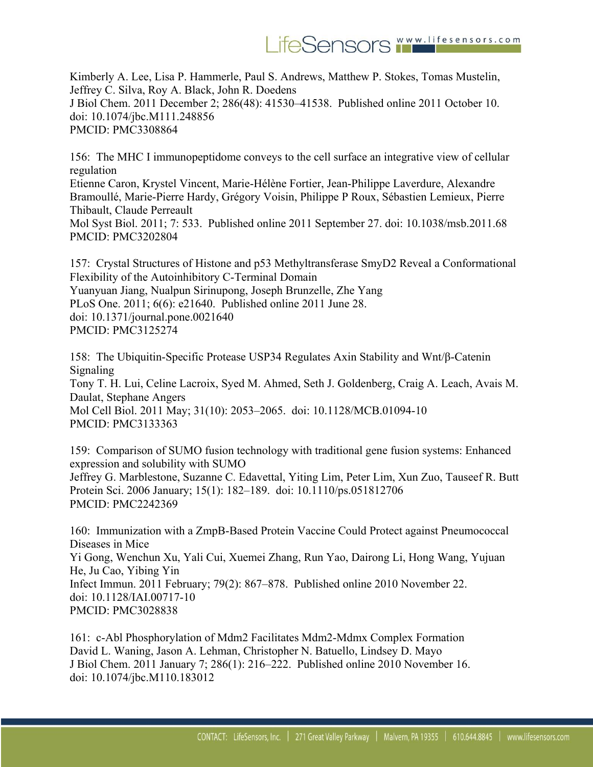Kimberly A. Lee, Lisa P. Hammerle, Paul S. Andrews, Matthew P. Stokes, Tomas Mustelin, Jeffrey C. Silva, Roy A. Black, John R. Doedens
J Biol Chem. 2011 December 2; 286(48): 41530–41538. Published online 2011 October 10.
doi: 10.1074/jbc.M111.248856
PMCID: PMC3308864

156: The MHC I immunopeptidome conveys to the cell surface an integrative view of cellular regulation
Etienne Caron, Krystel Vincent, Marie-Hélène Fortier, Jean-Philippe Laverdure, Alexandre Bramoullé, Marie-Pierre Hardy, Grégory Voisin, Philippe P Roux, Sébastien Lemieux, Pierre Thibault, Claude Perreault
Mol Syst Biol. 2011; 7: 533. Published online 2011 September 27. doi: 10.1038/msb.2011.68
PMCID: PMC3202804

157: Crystal Structures of Histone and p53 Methyltransferase SmyD2 Reveal a Conformational Flexibility of the Autoinhibitory C-Terminal Domain
Yuanyuan Jiang, Nualpun Sirinupong, Joseph Brunzelle, Zhe Yang
PLoS One. 2011; 6(6): e21640. Published online 2011 June 28.
doi: 10.1371/journal.pone.0021640
PMCID: PMC3125274

158: The Ubiquitin-Specific Protease USP34 Regulates Axin Stability and Wnt/β-Catenin Signaling
Tony T. H. Lui, Celine Lacroix, Syed M. Ahmed, Seth J. Goldenberg, Craig A. Leach, Avais M. Daulat, Stephane Angers
Mol Cell Biol. 2011 May; 31(10): 2053–2065. doi: 10.1128/MCB.01094-10
PMCID: PMC3133363

159: Comparison of SUMO fusion technology with traditional gene fusion systems: Enhanced expression and solubility with SUMO
Jeffrey G. Marblestone, Suzanne C. Edavettal, Yiting Lim, Peter Lim, Xun Zuo, Tauseef R. Butt
Protein Sci. 2006 January; 15(1): 182–189. doi: 10.1110/ps.051812706
PMCID: PMC2242369

160: Immunization with a ZmpB-Based Protein Vaccine Could Protect against Pneumococcal Diseases in Mice
Yi Gong, Wenchun Xu, Yali Cui, Xuemei Zhang, Run Yao, Dairong Li, Hong Wang, Yujuan He, Ju Cao, Yibing Yin
Infect Immun. 2011 February; 79(2): 867–878. Published online 2010 November 22.
doi: 10.1128/IAI.00717-10
PMCID: PMC3028838

161: c-Abl Phosphorylation of Mdm2 Facilitates Mdm2-Mdmx Complex Formation
David L. Waning, Jason A. Lehman, Christopher N. Batuello, Lindsey D. Mayo
J Biol Chem. 2011 January 7; 286(1): 216–222. Published online 2010 November 16.
doi: 10.1074/jbc.M110.183012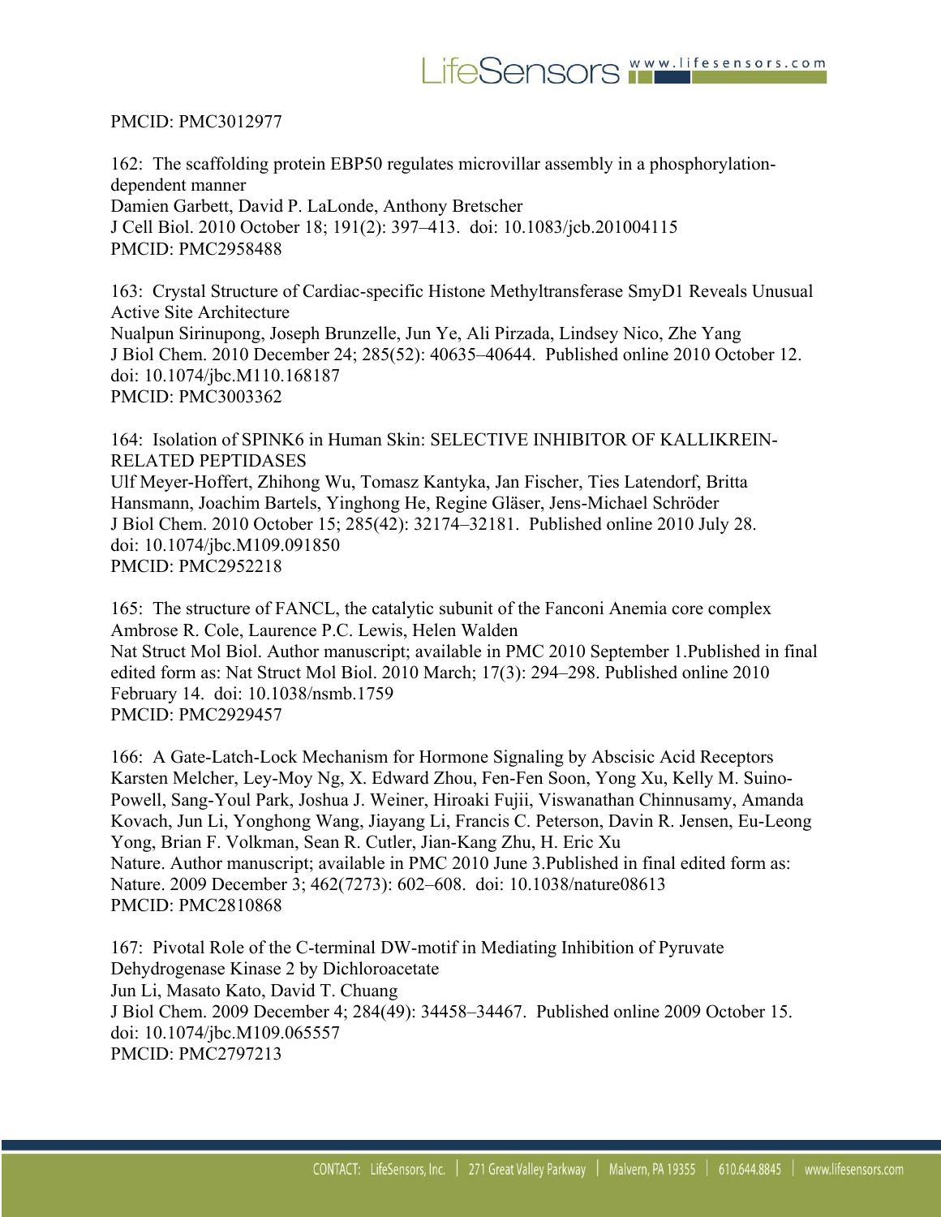PMCID: PMC3012977

162: The scaffolding protein EBP50 regulates microvillar assembly in a phosphorylation-dependent manner
Damien Garbett, David P. LaLonde, Anthony Bretscher
J Cell Biol. 2010 October 18; 191(2): 397–413. doi: 10.1083/jcb.201004115
PMCID: PMC2958488

163: Crystal Structure of Cardiac-specific Histone Methyltransferase SmyD1 Reveals Unusual Active Site Architecture
Nualpun Sirinupong, Joseph Brunzelle, Jun Ye, Ali Pirzada, Lindsey Nico, Zhe Yang
J Biol Chem. 2010 December 24; 285(52): 40635–40644. Published online 2010 October 12. doi: 10.1074/jbc.M110.168187
PMCID: PMC3003362

164: Isolation of SPINK6 in Human Skin: SELECTIVE INHIBITOR OF KALLIKREIN-RELATED PEPTIDASES
Ulf Meyer-Hoffert, Zhihong Wu, Tomasz Kantyka, Jan Fischer, Ties Latendorf, Britta Hansmann, Joachim Bartels, Yinghong He, Regine Gläser, Jens-Michael Schröder
J Biol Chem. 2010 October 15; 285(42): 32174–32181. Published online 2010 July 28. doi: 10.1074/jbc.M109.091850
PMCID: PMC2952218

165: The structure of FANCL, the catalytic subunit of the Fanconi Anemia core complex
Ambrose R. Cole, Laurence P.C. Lewis, Helen Walden
Nat Struct Mol Biol. Author manuscript; available in PMC 2010 September 1.Published in final edited form as: Nat Struct Mol Biol. 2010 March; 17(3): 294–298. Published online 2010 February 14. doi: 10.1038/nsmb.1759
PMCID: PMC2929457

166: A Gate-Latch-Lock Mechanism for Hormone Signaling by Abscisic Acid Receptors
Karsten Melcher, Ley-Moy Ng, X. Edward Zhou, Fen-Fen Soon, Yong Xu, Kelly M. Suino-Powell, Sang-Youl Park, Joshua J. Weiner, Hiroaki Fujii, Viswanathan Chinnusamy, Amanda Kovach, Jun Li, Yonghong Wang, Jiayang Li, Francis C. Peterson, Davin R. Jensen, Eu-Leong Yong, Brian F. Volkman, Sean R. Cutler, Jian-Kang Zhu, H. Eric Xu
Nature. Author manuscript; available in PMC 2010 June 3.Published in final edited form as: Nature. 2009 December 3; 462(7273): 602–608. doi: 10.1038/nature08613
PMCID: PMC2810868

167: Pivotal Role of the C-terminal DW-motif in Mediating Inhibition of Pyruvate Dehydrogenase Kinase 2 by Dichloroacetate
Jun Li, Masato Kato, David T. Chuang
J Biol Chem. 2009 December 4; 284(49): 34458–34467. Published online 2009 October 15. doi: 10.1074/jbc.M109.065557
PMCID: PMC2797213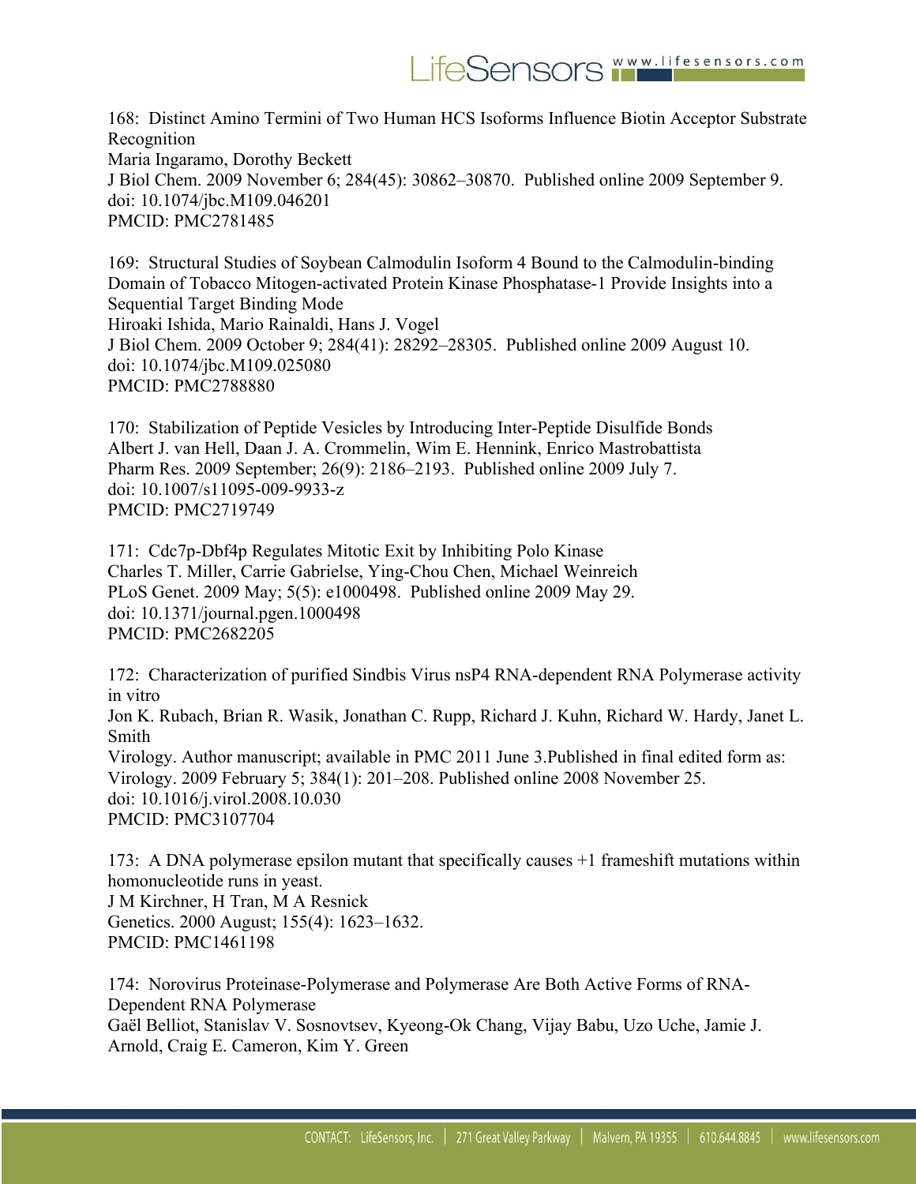168: Distinct Amino Termini of Two Human HCS Isoforms Influence Biotin Acceptor Substrate Recognition
Maria Ingaramo, Dorothy Beckett
J Biol Chem. 2009 November 6; 284(45): 30862–30870. Published online 2009 September 9.
doi: 10.1074/jbc.M109.046201
PMCID: PMC2781485

169: Structural Studies of Soybean Calmodulin Isoform 4 Bound to the Calmodulin-binding Domain of Tobacco Mitogen-activated Protein Kinase Phosphatase-1 Provide Insights into a Sequential Target Binding Mode
Hiroaki Ishida, Mario Rainaldi, Hans J. Vogel
J Biol Chem. 2009 October 9; 284(41): 28292–28305. Published online 2009 August 10.
doi: 10.1074/jbc.M109.025080
PMCID: PMC2788880

170: Stabilization of Peptide Vesicles by Introducing Inter-Peptide Disulfide Bonds
Albert J. van Hell, Daan J. A. Crommelin, Wim E. Hennink, Enrico Mastrobattista
Pharm Res. 2009 September; 26(9): 2186–2193. Published online 2009 July 7.
doi: 10.1007/s11095-009-9933-z
PMCID: PMC2719749

171: Cdc7p-Dbf4p Regulates Mitotic Exit by Inhibiting Polo Kinase
Charles T. Miller, Carrie Gabrielse, Ying-Chou Chen, Michael Weinreich
PLoS Genet. 2009 May; 5(5): e1000498. Published online 2009 May 29.
doi: 10.1371/journal.pgen.1000498
PMCID: PMC2682205

172: Characterization of purified Sindbis Virus nsP4 RNA-dependent RNA Polymerase activity in vitro
Jon K. Rubach, Brian R. Wasik, Jonathan C. Rupp, Richard J. Kuhn, Richard W. Hardy, Janet L. Smith
Virology. Author manuscript; available in PMC 2011 June 3.Published in final edited form as:
Virology. 2009 February 5; 384(1): 201–208. Published online 2008 November 25.
doi: 10.1016/j.virol.2008.10.030
PMCID: PMC3107704

173: A DNA polymerase epsilon mutant that specifically causes +1 frameshift mutations within homonucleotide runs in yeast.
J M Kirchner, H Tran, M A Resnick
Genetics. 2000 August; 155(4): 1623–1632.
PMCID: PMC1461198

174: Norovirus Proteinase-Polymerase and Polymerase Are Both Active Forms of RNA-Dependent RNA Polymerase
Gaël Belliot, Stanislav V. Sosnovtsev, Kyeong-Ok Chang, Vijay Babu, Uzo Uche, Jamie J. Arnold, Craig E. Cameron, Kim Y. Green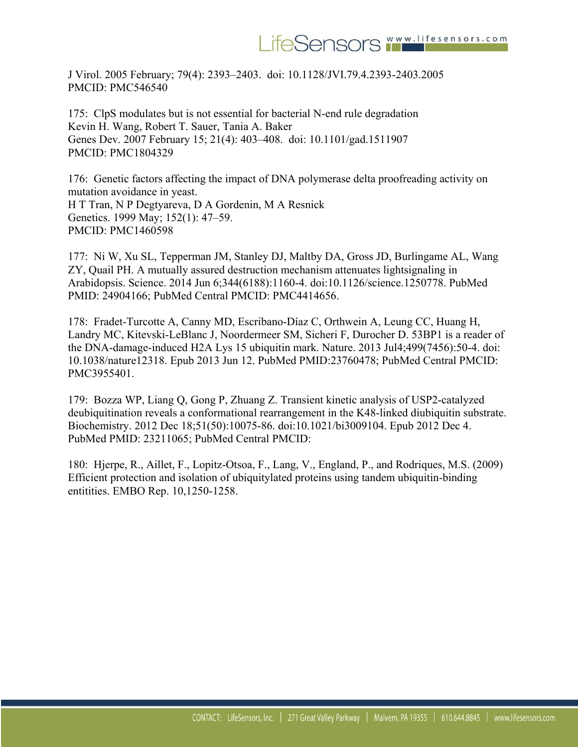J Virol. 2005 February; 79(4): 2393–2403. doi: 10.1128/JVI.79.4.2393-2403.2005
PMCID: PMC546540

175: ClpS modulates but is not essential for bacterial N-end rule degradation
Kevin H. Wang, Robert T. Sauer, Tania A. Baker
Genes Dev. 2007 February 15; 21(4): 403–408. doi: 10.1101/gad.1511907
PMCID: PMC1804329

176: Genetic factors affecting the impact of DNA polymerase delta proofreading activity on mutation avoidance in yeast.
H T Tran, N P Degtyareva, D A Gordenin, M A Resnick
Genetics. 1999 May; 152(1): 47–59.
PMCID: PMC1460598

177: Ni W, Xu SL, Tepperman JM, Stanley DJ, Maltby DA, Gross JD, Burlingame AL, Wang ZY, Quail PH. A mutually assured destruction mechanism attenuates lightsignaling in Arabidopsis. Science. 2014 Jun 6;344(6188):1160-4. doi:10.1126/science.1250778. PubMed PMID: 24904166; PubMed Central PMCID: PMC4414656.

178: Fradet-Turcotte A, Canny MD, Escribano-Díaz C, Orthwein A, Leung CC, Huang H, Landry MC, Kitevski-LeBlanc J, Noordermeer SM, Sicheri F, Durocher D. 53BP1 is a reader of the DNA-damage-induced H2A Lys 15 ubiquitin mark. Nature. 2013 Jul4;499(7456):50-4. doi: 10.1038/nature12318. Epub 2013 Jun 12. PubMed PMID:23760478; PubMed Central PMCID: PMC3955401.

179: Bozza WP, Liang Q, Gong P, Zhuang Z. Transient kinetic analysis of USP2-catalyzed deubiquitination reveals a conformational rearrangement in the K48-linked diubiquitin substrate. Biochemistry. 2012 Dec 18;51(50):10075-86. doi:10.1021/bi3009104. Epub 2012 Dec 4. PubMed PMID: 23211065; PubMed Central PMCID:

180: Hjerpe, R., Aillet, F., Lopitz-Otsoa, F., Lang, V., England, P., and Rodriques, M.S. (2009) Efficient protection and isolation of ubiquitylated proteins using tandem ubiquitin-binding entitities. EMBO Rep. 10,1250-1258.